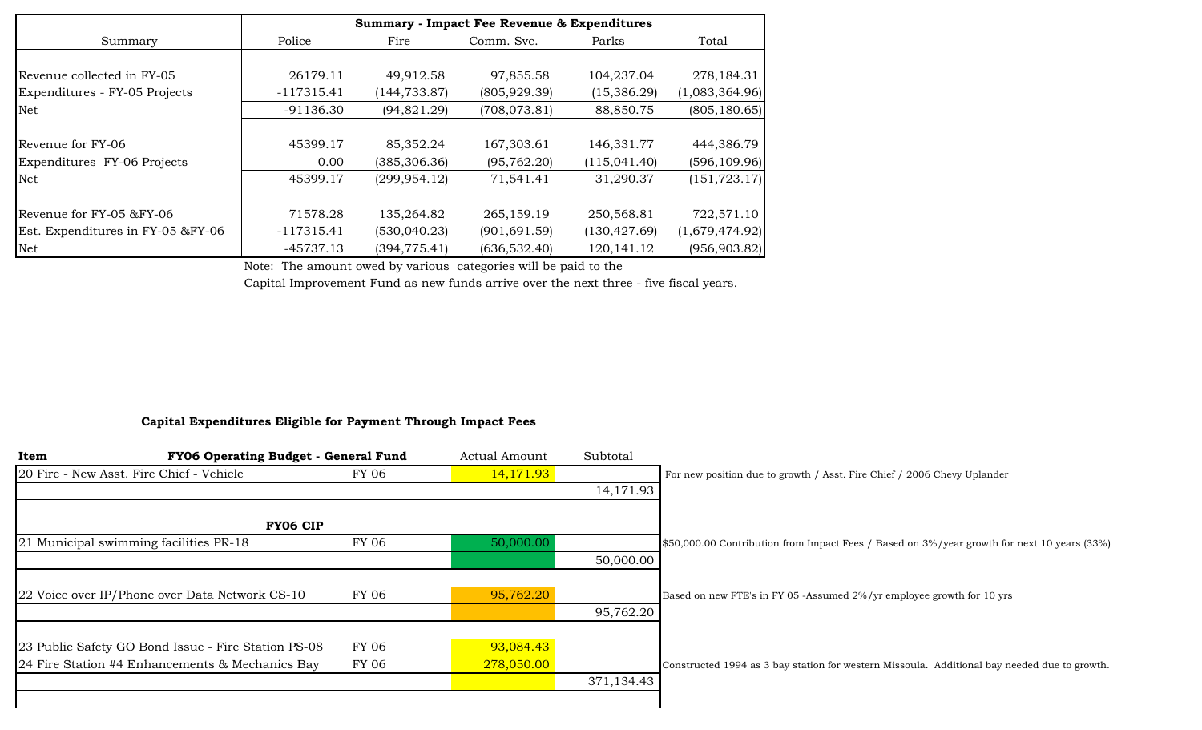| Summary | Police | Fire | Comm. Svc. | Parks | Total |
|---|---|---|---|---|---|
| | **Summary - Impact Fee Revenue & Expenditures** | | | | |
| Revenue collected in FY-05 | 26179.11 | 49,912.58 | 97,855.58 | 104,237.04 | 278,184.31 |
| Expenditures - FY-05 Projects | -117315.41 | (144,733.87) | (805,929.39) | (15,386.29) | (1,083,364.96) |
| Net | -91136.30 | (94,821.29) | (708,073.81) | 88,850.75 | (805,180.65) |
| Revenue for FY-06 | 45399.17 | 85,352.24 | 167,303.61 | 146,331.77 | 444,386.79 |
| Expenditures FY-06 Projects | 0.00 | (385,306.36) | (95,762.20) | (115,041.40) | (596,109.96) |
| Net | 45399.17 | (299,954.12) | 71,541.41 | 31,290.37 | (151,723.17) |
| Revenue for FY-05 &FY-06 | 71578.28 | 135,264.82 | 265,159.19 | 250,568.81 | 722,571.10 |
| Est. Expenditures in FY-05 &FY-06 | -117315.41 | (530,040.23) | (901,691.59) | (130,427.69) | (1,679,474.92) |
| Net | -45737.13 | (394,775.41) | (636,532.40) | 120,141.12 | (956,903.82) |

Note: The amount owed by various categories will be paid to the Capital Improvement Fund as new funds arrive over the next three - five fiscal years.

**Capital Expenditures Eligible for Payment Through Impact Fees**

| Item | FY06 Operating Budget - General Fund | | Actual Amount | Subtotal | |
|---|---|---|---|---|---|
| 20 Fire - New Asst. Fire Chief - Vehicle | | FY 06 | 14,171.93 | | For new position due to growth / Asst. Fire Chief / 2006 Chevy Uplander |
| | | | | 14,171.93 | |
| | **FY06 CIP** | | | | |
| 21 Municipal swimming facilities PR-18 | | FY 06 | 50,000.00 | | $50,000.00 Contribution from Impact Fees / Based on 3%/year growth for next 10 years (33%) |
| | | | | 50,000.00 | |
| 22 Voice over IP/Phone over Data Network CS-10 | | FY 06 | 95,762.20 | | Based on new FTE's in FY 05 -Assumed 2%/yr employee growth for 10 yrs |
| | | | | 95,762.20 | |
| 23 Public Safety GO Bond Issue - Fire Station PS-08 | | FY 06 | 93,084.43 | | |
| 24 Fire Station #4 Enhancements & Mechanics Bay | | FY 06 | 278,050.00 | | Constructed 1994 as 3 bay station for western Missoula. Additional bay needed due to growth. |
| | | | | 371,134.43 | |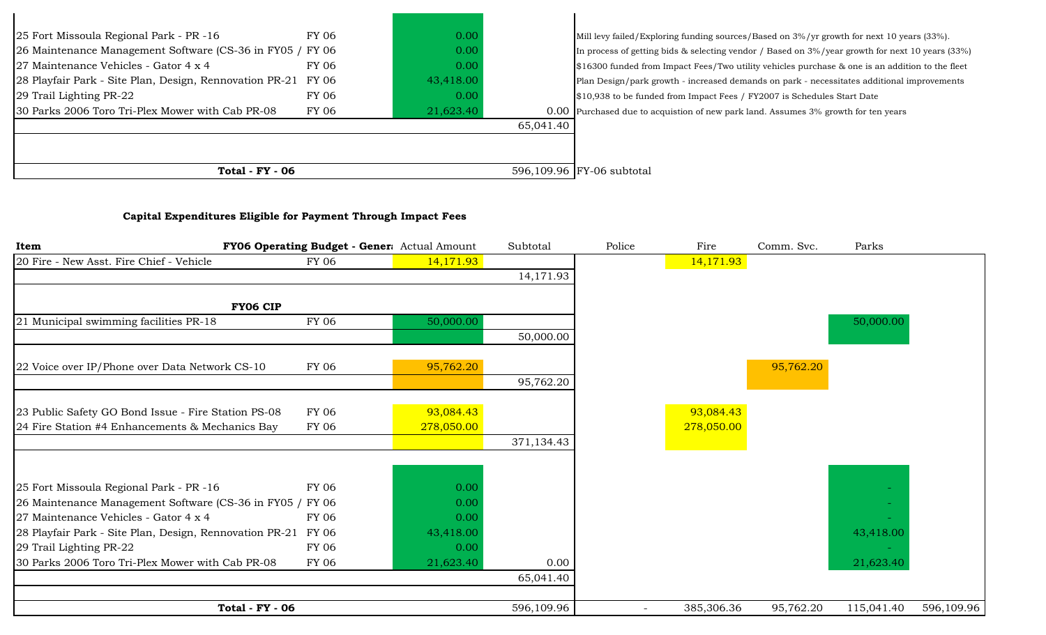| | | | | |
|---|---|---|---|---|
| 25 Fort Missoula Regional Park - PR -16 | FY 06 | 0.00 | | Mill levy failed/Exploring funding sources/Based on 3%/yr growth for next 10 years (33%). |
| 26 Maintenance Management Software (CS-36 in FY05 / | FY 06 | 0.00 | | In process of getting bids & selecting vendor / Based on 3%/year growth for next 10 years (33%) |
| 27 Maintenance Vehicles - Gator 4 x 4 | FY 06 | 0.00 | | $16300 funded from Impact Fees/Two utility vehicles purchase & one is an addition to the fleet |
| 28 Playfair Park - Site Plan, Design, Rennovation PR-21 | FY 06 | 43,418.00 | | Plan Design/park growth - increased demands on park - necessitates additional improvements |
| 29 Trail Lighting PR-22 | FY 06 | 0.00 | | $10,938 to be funded from Impact Fees / FY2007 is Schedules Start Date |
| 30 Parks 2006 Toro Tri-Plex Mower with Cab PR-08 | FY 06 | 21,623.40 | 0.00 | Purchased due to acquistion of new park land. Assumes 3% growth for ten years |
| | | | 65,041.40 | |
| | | | | |
| **Total - FY - 06** | | | 596,109.96 | FY-06 subtotal |

**Capital Expenditures Eligible for Payment Through Impact Fees**

| Item | FY06 Operating Budget - Gener | Actual Amount | Subtotal | Police | Fire | Comm. Svc. | Parks | |
|---|---|---|---|---|---|---|---|---|
| 20 Fire - New Asst. Fire Chief - Vehicle | FY 06 | 14,171.93 | | | 14,171.93 | | | |
| | | | 14,171.93 | | | | | |
| **FY06 CIP** | | | | | | | | |
| 21 Municipal swimming facilities PR-18 | FY 06 | 50,000.00 | | | | | 50,000.00 | |
| | | | 50,000.00 | | | | | |
| 22 Voice over IP/Phone over Data Network CS-10 | FY 06 | 95,762.20 | | | | 95,762.20 | | |
| | | | 95,762.20 | | | | | |
| 23 Public Safety GO Bond Issue - Fire Station PS-08 | FY 06 | 93,084.43 | | | 93,084.43 | | | |
| 24 Fire Station #4 Enhancements & Mechanics Bay | FY 06 | 278,050.00 | | | 278,050.00 | | | |
| | | | 371,134.43 | | | | | |
| 25 Fort Missoula Regional Park - PR -16 | FY 06 | 0.00 | | | | | - | |
| 26 Maintenance Management Software (CS-36 in FY05 / | FY 06 | 0.00 | | | | | - | |
| 27 Maintenance Vehicles - Gator 4 x 4 | FY 06 | 0.00 | | | | | - | |
| 28 Playfair Park - Site Plan, Design, Rennovation PR-21 | FY 06 | 43,418.00 | | | | | 43,418.00 | |
| 29 Trail Lighting PR-22 | FY 06 | 0.00 | | | | | - | |
| 30 Parks 2006 Toro Tri-Plex Mower with Cab PR-08 | FY 06 | 21,623.40 | 0.00 | | | | 21,623.40 | |
| | | | 65,041.40 | | | | | |
| | | | | | | | | |
| **Total - FY - 06** | | | 596,109.96 | - | 385,306.36 | 95,762.20 | 115,041.40 | 596,109.96 |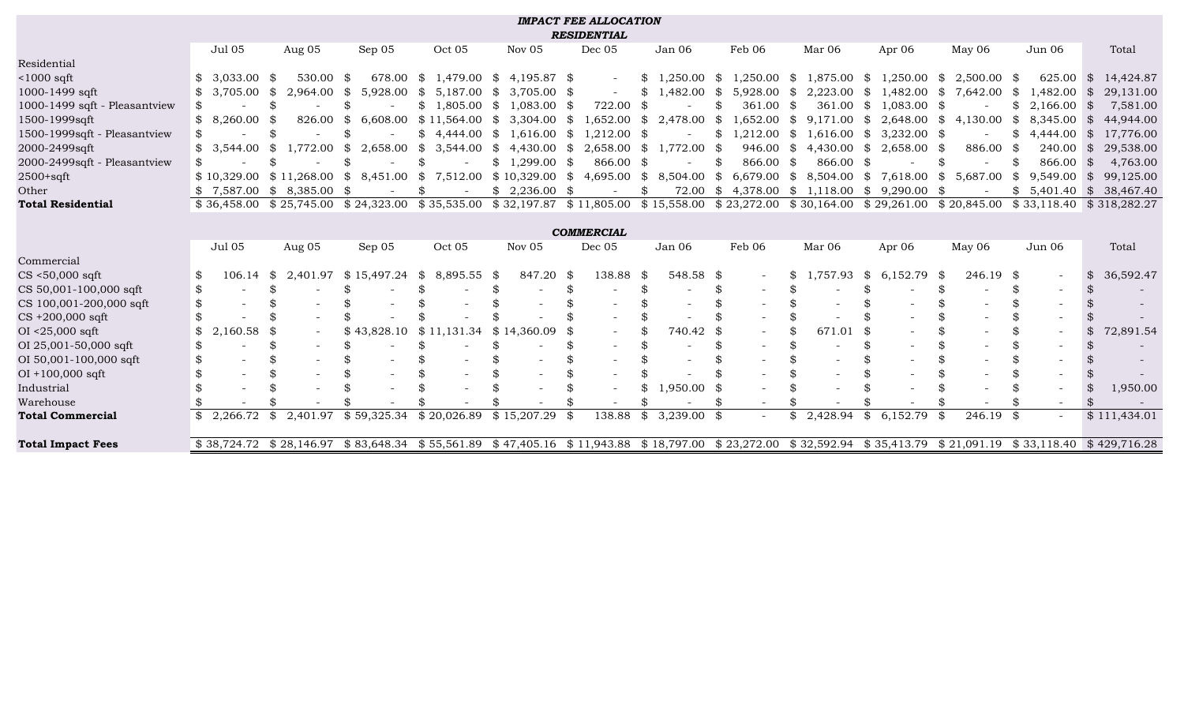***IMPACT FEE ALLOCATION***

***RESIDENTIAL***

| | Jul 05 | Aug 05 | Sep 05 | Oct 05 | Nov 05 | Dec 05 | Jan 06 | Feb 06 | Mar 06 | Apr 06 | May 06 | Jun 06 | Total |
|---|---|---|---|---|---|---|---|---|---|---|---|---|---|
| Residential | | | | | | | | | | | | | |
| <1000 sqft | $ 3,033.00 | $ 530.00 | $ 678.00 | $ 1,479.00 | $ 4,195.87 | $ - | $ 1,250.00 | $ 1,250.00 | $ 1,875.00 | $ 1,250.00 | $ 2,500.00 | $ 625.00 | $ 14,424.87 |
| 1000-1499 sqft | $ 3,705.00 | $ 2,964.00 | $ 5,928.00 | $ 5,187.00 | $ 3,705.00 | $ - | $ 1,482.00 | $ 5,928.00 | $ 2,223.00 | $ 1,482.00 | $ 7,642.00 | $ 1,482.00 | $ 29,131.00 |
| 1000-1499 sqft - Pleasantview | $ - | $ - | $ - | $ 1,805.00 | $ 1,083.00 | $ 722.00 | $ - | $ 361.00 | $ 361.00 | $ 1,083.00 | $ - | $ 2,166.00 | $ 7,581.00 |
| 1500-1999sqft | $ 8,260.00 | $ 826.00 | $ 6,608.00 | $ 11,564.00 | $ 3,304.00 | $ 1,652.00 | $ 2,478.00 | $ 1,652.00 | $ 9,171.00 | $ 2,648.00 | $ 4,130.00 | $ 8,345.00 | $ 44,944.00 |
| 1500-1999sqft - Pleasantview | $ - | $ - | $ - | $ 4,444.00 | $ 1,616.00 | $ 1,212.00 | $ - | $ 1,212.00 | $ 1,616.00 | $ 3,232.00 | $ - | $ 4,444.00 | $ 17,776.00 |
| 2000-2499sqft | $ 3,544.00 | $ 1,772.00 | $ 2,658.00 | $ 3,544.00 | $ 4,430.00 | $ 2,658.00 | $ 1,772.00 | $ 946.00 | $ 4,430.00 | $ 2,658.00 | $ 886.00 | $ 240.00 | $ 29,538.00 |
| 2000-2499sqft - Pleasantview | $ - | $ - | $ - | $ - | $ 1,299.00 | $ 866.00 | $ - | $ 866.00 | $ 866.00 | $ - | $ - | $ 866.00 | $ 4,763.00 |
| 2500+sqft | $ 10,329.00 | $ 11,268.00 | $ 8,451.00 | $ 7,512.00 | $ 10,329.00 | $ 4,695.00 | $ 8,504.00 | $ 6,679.00 | $ 8,504.00 | $ 7,618.00 | $ 5,687.00 | $ 9,549.00 | $ 99,125.00 |
| Other | $ 7,587.00 | $ 8,385.00 | $ - | $ - | $ 2,236.00 | $ - | $ 72.00 | $ 4,378.00 | $ 1,118.00 | $ 9,290.00 | $ - | $ 5,401.40 | $ 38,467.40 |
| **Total Residential** | $ 36,458.00 | $ 25,745.00 | $ 24,323.00 | $ 35,535.00 | $ 32,197.87 | $ 11,805.00 | $ 15,558.00 | $ 23,272.00 | $ 30,164.00 | $ 29,261.00 | $ 20,845.00 | $ 33,118.40 | $ 318,282.27 |

***COMMERCIAL***

| | Jul 05 | Aug 05 | Sep 05 | Oct 05 | Nov 05 | Dec 05 | Jan 06 | Feb 06 | Mar 06 | Apr 06 | May 06 | Jun 06 | Total |
|---|---|---|---|---|---|---|---|---|---|---|---|---|---|
| Commercial | | | | | | | | | | | | | |
| CS <50,000 sqft | $ 106.14 | $ 2,401.97 | $ 15,497.24 | $ 8,895.55 | $ 847.20 | $ 138.88 | $ 548.58 | $ - | $ 1,757.93 | $ 6,152.79 | $ 246.19 | $ - | $ 36,592.47 |
| CS 50,001-100,000 sqft | $ - | $ - | $ - | $ - | $ - | $ - | $ - | $ - | $ - | $ - | $ - | $ - | $ - |
| CS 100,001-200,000 sqft | $ - | $ - | $ - | $ - | $ - | $ - | $ - | $ - | $ - | $ - | $ - | $ - | $ - |
| CS +200,000 sqft | $ - | $ - | $ - | $ - | $ - | $ - | $ - | $ - | $ - | $ - | $ - | $ - | $ - |
| OI <25,000 sqft | $ 2,160.58 | $ - | $ 43,828.10 | $ 11,131.34 | $ 14,360.09 | $ - | $ 740.42 | $ - | $ 671.01 | $ - | $ - | $ - | $ 72,891.54 |
| OI 25,001-50,000 sqft | $ - | $ - | $ - | $ - | $ - | $ - | $ - | $ - | $ - | $ - | $ - | $ - | $ - |
| OI 50,001-100,000 sqft | $ - | $ - | $ - | $ - | $ - | $ - | $ - | $ - | $ - | $ - | $ - | $ - | $ - |
| OI +100,000 sqft | $ - | $ - | $ - | $ - | $ - | $ - | $ - | $ - | $ - | $ - | $ - | $ - | $ - |
| Industrial | $ - | $ - | $ - | $ - | $ - | $ - | $ 1,950.00 | $ - | $ - | $ - | $ - | $ - | $ 1,950.00 |
| Warehouse | $ - | $ - | $ - | $ - | $ - | $ - | $ - | $ - | $ - | $ - | $ - | $ - | $ - |
| **Total Commercial** | $ 2,266.72 | $ 2,401.97 | $ 59,325.34 | $ 20,026.89 | $ 15,207.29 | $ 138.88 | $ 3,239.00 | $ - | $ 2,428.94 | $ 6,152.79 | $ 246.19 | $ - | $ 111,434.01 |
| | | | | | | | | | | | | | |
| **Total Impact Fees** | $ 38,724.72 | $ 28,146.97 | $ 83,648.34 | $ 55,561.89 | $ 47,405.16 | $ 11,943.88 | $ 18,797.00 | $ 23,272.00 | $ 32,592.94 | $ 35,413.79 | $ 21,091.19 | $ 33,118.40 | $ 429,716.28 |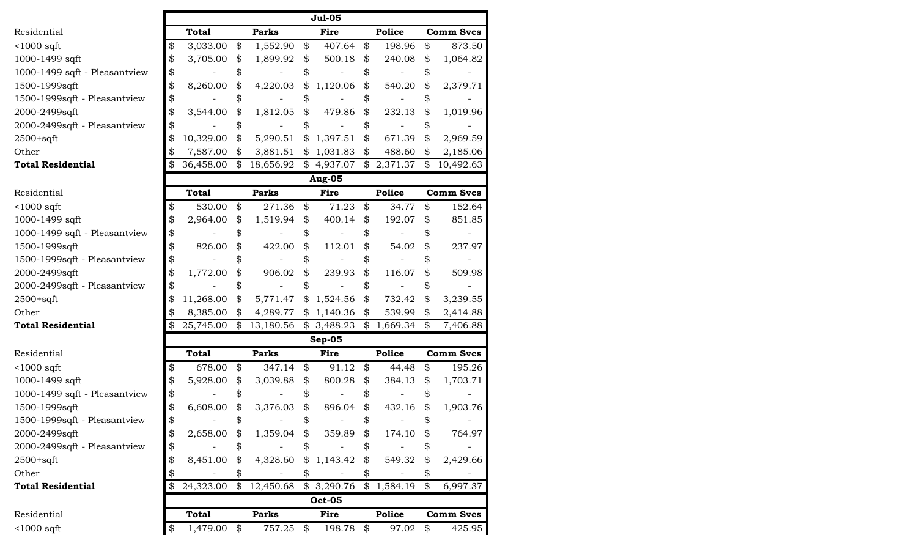| | Jul-05 | | | | |
|---|---|---|---|---|---|
| Residential | Total | Parks | Fire | Police | Comm Svcs |
| <1000 sqft | $ 3,033.00 | $ 1,552.90 | $ 407.64 | $ 198.96 | $ 873.50 |
| 1000-1499 sqft | $ 3,705.00 | $ 1,899.92 | $ 500.18 | $ 240.08 | $ 1,064.82 |
| 1000-1499 sqft - Pleasantview | $ - | $ - | $ - | $ - | $ - |
| 1500-1999sqft | $ 8,260.00 | $ 4,220.03 | $ 1,120.06 | $ 540.20 | $ 2,379.71 |
| 1500-1999sqft - Pleasantview | $ - | $ - | $ - | $ - | $ - |
| 2000-2499sqft | $ 3,544.00 | $ 1,812.05 | $ 479.86 | $ 232.13 | $ 1,019.96 |
| 2000-2499sqft - Pleasantview | $ - | $ - | $ - | $ - | $ - |
| 2500+sqft | $ 10,329.00 | $ 5,290.51 | $ 1,397.51 | $ 671.39 | $ 2,969.59 |
| Other | $ 7,587.00 | $ 3,881.51 | $ 1,031.83 | $ 488.60 | $ 2,185.06 |
| **Total Residential** | $ 36,458.00 | $ 18,656.92 | $ 4,937.07 | $ 2,371.37 | $ 10,492.63 |

| | Aug-05 | | | | |
|---|---|---|---|---|---|
| Residential | Total | Parks | Fire | Police | Comm Svcs |
| <1000 sqft | $ 530.00 | $ 271.36 | $ 71.23 | $ 34.77 | $ 152.64 |
| 1000-1499 sqft | $ 2,964.00 | $ 1,519.94 | $ 400.14 | $ 192.07 | $ 851.85 |
| 1000-1499 sqft - Pleasantview | $ - | $ - | $ - | $ - | $ - |
| 1500-1999sqft | $ 826.00 | $ 422.00 | $ 112.01 | $ 54.02 | $ 237.97 |
| 1500-1999sqft - Pleasantview | $ - | $ - | $ - | $ - | $ - |
| 2000-2499sqft | $ 1,772.00 | $ 906.02 | $ 239.93 | $ 116.07 | $ 509.98 |
| 2000-2499sqft - Pleasantview | $ - | $ - | $ - | $ - | $ - |
| 2500+sqft | $ 11,268.00 | $ 5,771.47 | $ 1,524.56 | $ 732.42 | $ 3,239.55 |
| Other | $ 8,385.00 | $ 4,289.77 | $ 1,140.36 | $ 539.99 | $ 2,414.88 |
| **Total Residential** | $ 25,745.00 | $ 13,180.56 | $ 3,488.23 | $ 1,669.34 | $ 7,406.88 |

| | Sep-05 | | | | |
|---|---|---|---|---|---|
| Residential | Total | Parks | Fire | Police | Comm Svcs |
| <1000 sqft | $ 678.00 | $ 347.14 | $ 91.12 | $ 44.48 | $ 195.26 |
| 1000-1499 sqft | $ 5,928.00 | $ 3,039.88 | $ 800.28 | $ 384.13 | $ 1,703.71 |
| 1000-1499 sqft - Pleasantview | $ - | $ - | $ - | $ - | $ - |
| 1500-1999sqft | $ 6,608.00 | $ 3,376.03 | $ 896.04 | $ 432.16 | $ 1,903.76 |
| 1500-1999sqft - Pleasantview | $ - | $ - | $ - | $ - | $ - |
| 2000-2499sqft | $ 2,658.00 | $ 1,359.04 | $ 359.89 | $ 174.10 | $ 764.97 |
| 2000-2499sqft - Pleasantview | $ - | $ - | $ - | $ - | $ - |
| 2500+sqft | $ 8,451.00 | $ 4,328.60 | $ 1,143.42 | $ 549.32 | $ 2,429.66 |
| Other | $ - | $ - | $ - | $ - | $ - |
| **Total Residential** | $ 24,323.00 | $ 12,450.68 | $ 3,290.76 | $ 1,584.19 | $ 6,997.37 |

| | Oct-05 | | | | |
|---|---|---|---|---|---|
| Residential | Total | Parks | Fire | Police | Comm Svcs |
| <1000 sqft | $ 1,479.00 | $ 757.25 | $ 198.78 | $ 97.02 | $ 425.95 |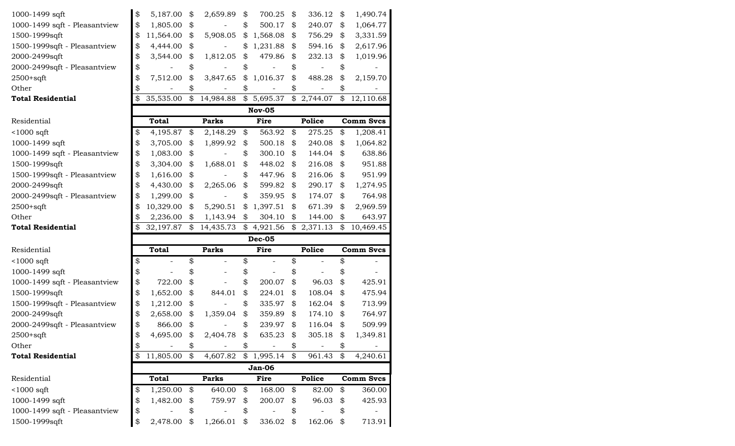| Residential | Total | Parks | Fire | Police | Comm Svcs |
|---|---|---|---|---|---|
| 1000-1499 sqft | $ 5,187.00 | $ 2,659.89 | $ 700.25 | $ 336.12 | $ 1,490.74 |
| 1000-1499 sqft - Pleasantview | $ 1,805.00 | $ - | $ 500.17 | $ 240.07 | $ 1,064.77 |
| 1500-1999sqft | $ 11,564.00 | $ 5,908.05 | $ 1,568.08 | $ 756.29 | $ 3,331.59 |
| 1500-1999sqft - Pleasantview | $ 4,444.00 | $ - | $ 1,231.88 | $ 594.16 | $ 2,617.96 |
| 2000-2499sqft | $ 3,544.00 | $ 1,812.05 | $ 479.86 | $ 232.13 | $ 1,019.96 |
| 2000-2499sqft - Pleasantview | $ - | $ - | $ - | $ - | $ - |
| 2500+sqft | $ 7,512.00 | $ 3,847.65 | $ 1,016.37 | $ 488.28 | $ 2,159.70 |
| Other | $ - | $ - | $ - | $ - | $ - |
| **Total Residential** | $ 35,535.00 | $ 14,984.88 | $ 5,695.37 | $ 2,744.07 | $ 12,110.68 |

**Nov-05**

| Residential | Total | Parks | Fire | Police | Comm Svcs |
|---|---|---|---|---|---|
| <1000 sqft | $ 4,195.87 | $ 2,148.29 | $ 563.92 | $ 275.25 | $ 1,208.41 |
| 1000-1499 sqft | $ 3,705.00 | $ 1,899.92 | $ 500.18 | $ 240.08 | $ 1,064.82 |
| 1000-1499 sqft - Pleasantview | $ 1,083.00 | $ - | $ 300.10 | $ 144.04 | $ 638.86 |
| 1500-1999sqft | $ 3,304.00 | $ 1,688.01 | $ 448.02 | $ 216.08 | $ 951.88 |
| 1500-1999sqft - Pleasantview | $ 1,616.00 | $ - | $ 447.96 | $ 216.06 | $ 951.99 |
| 2000-2499sqft | $ 4,430.00 | $ 2,265.06 | $ 599.82 | $ 290.17 | $ 1,274.95 |
| 2000-2499sqft - Pleasantview | $ 1,299.00 | $ - | $ 359.95 | $ 174.07 | $ 764.98 |
| 2500+sqft | $ 10,329.00 | $ 5,290.51 | $ 1,397.51 | $ 671.39 | $ 2,969.59 |
| Other | $ 2,236.00 | $ 1,143.94 | $ 304.10 | $ 144.00 | $ 643.97 |
| **Total Residential** | $ 32,197.87 | $ 14,435.73 | $ 4,921.56 | $ 2,371.13 | $ 10,469.45 |

**Dec-05**

| Residential | Total | Parks | Fire | Police | Comm Svcs |
|---|---|---|---|---|---|
| <1000 sqft | $ - | $ - | $ - | $ - | $ - |
| 1000-1499 sqft | $ - | $ - | $ - | $ - | $ - |
| 1000-1499 sqft - Pleasantview | $ 722.00 | $ - | $ 200.07 | $ 96.03 | $ 425.91 |
| 1500-1999sqft | $ 1,652.00 | $ 844.01 | $ 224.01 | $ 108.04 | $ 475.94 |
| 1500-1999sqft - Pleasantview | $ 1,212.00 | $ - | $ 335.97 | $ 162.04 | $ 713.99 |
| 2000-2499sqft | $ 2,658.00 | $ 1,359.04 | $ 359.89 | $ 174.10 | $ 764.97 |
| 2000-2499sqft - Pleasantview | $ 866.00 | $ - | $ 239.97 | $ 116.04 | $ 509.99 |
| 2500+sqft | $ 4,695.00 | $ 2,404.78 | $ 635.23 | $ 305.18 | $ 1,349.81 |
| Other | $ - | $ - | $ - | $ - | $ - |
| **Total Residential** | $ 11,805.00 | $ 4,607.82 | $ 1,995.14 | $ 961.43 | $ 4,240.61 |

**Jan-06**

| Residential | Total | Parks | Fire | Police | Comm Svcs |
|---|---|---|---|---|---|
| <1000 sqft | $ 1,250.00 | $ 640.00 | $ 168.00 | $ 82.00 | $ 360.00 |
| 1000-1499 sqft | $ 1,482.00 | $ 759.97 | $ 200.07 | $ 96.03 | $ 425.93 |
| 1000-1499 sqft - Pleasantview | $ - | $ - | $ - | $ - | $ - |
| 1500-1999sqft | $ 2,478.00 | $ 1,266.01 | $ 336.02 | $ 162.06 | $ 713.91 |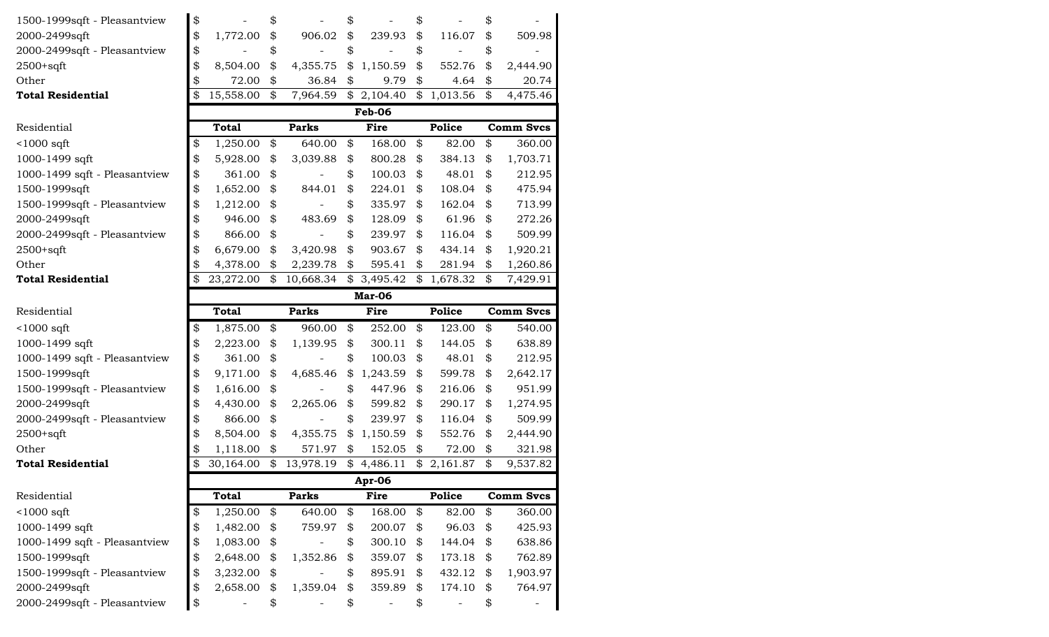| | Total | Parks | Fire | Police | Comm Svcs |
|---|---|---|---|---|---|
| 1500-1999sqft - Pleasantview | $ - | $ - | $ - | $ - | $ - |
| 2000-2499sqft | $ 1,772.00 | $ 906.02 | $ 239.93 | $ 116.07 | $ 509.98 |
| 2000-2499sqft - Pleasantview | $ - | $ - | $ - | $ - | $ - |
| 2500+sqft | $ 8,504.00 | $ 4,355.75 | $ 1,150.59 | $ 552.76 | $ 2,444.90 |
| Other | $ 72.00 | $ 36.84 | $ 9.79 | $ 4.64 | $ 20.74 |
| **Total Residential** | $ 15,558.00 | $ 7,964.59 | $ 2,104.40 | $ 1,013.56 | $ 4,475.46 |

| | Feb-06 | | | | |
|---|---|---|---|---|---|
| Residential | **Total** | **Parks** | **Fire** | **Police** | **Comm Svcs** |
| <1000 sqft | $ 1,250.00 | $ 640.00 | $ 168.00 | $ 82.00 | $ 360.00 |
| 1000-1499 sqft | $ 5,928.00 | $ 3,039.88 | $ 800.28 | $ 384.13 | $ 1,703.71 |
| 1000-1499 sqft - Pleasantview | $ 361.00 | $ - | $ 100.03 | $ 48.01 | $ 212.95 |
| 1500-1999sqft | $ 1,652.00 | $ 844.01 | $ 224.01 | $ 108.04 | $ 475.94 |
| 1500-1999sqft - Pleasantview | $ 1,212.00 | $ - | $ 335.97 | $ 162.04 | $ 713.99 |
| 2000-2499sqft | $ 946.00 | $ 483.69 | $ 128.09 | $ 61.96 | $ 272.26 |
| 2000-2499sqft - Pleasantview | $ 866.00 | $ - | $ 239.97 | $ 116.04 | $ 509.99 |
| 2500+sqft | $ 6,679.00 | $ 3,420.98 | $ 903.67 | $ 434.14 | $ 1,920.21 |
| Other | $ 4,378.00 | $ 2,239.78 | $ 595.41 | $ 281.94 | $ 1,260.86 |
| **Total Residential** | $ 23,272.00 | $ 10,668.34 | $ 3,495.42 | $ 1,678.32 | $ 7,429.91 |

| | Mar-06 | | | | |
|---|---|---|---|---|---|
| Residential | **Total** | **Parks** | **Fire** | **Police** | **Comm Svcs** |
| <1000 sqft | $ 1,875.00 | $ 960.00 | $ 252.00 | $ 123.00 | $ 540.00 |
| 1000-1499 sqft | $ 2,223.00 | $ 1,139.95 | $ 300.11 | $ 144.05 | $ 638.89 |
| 1000-1499 sqft - Pleasantview | $ 361.00 | $ - | $ 100.03 | $ 48.01 | $ 212.95 |
| 1500-1999sqft | $ 9,171.00 | $ 4,685.46 | $ 1,243.59 | $ 599.78 | $ 2,642.17 |
| 1500-1999sqft - Pleasantview | $ 1,616.00 | $ - | $ 447.96 | $ 216.06 | $ 951.99 |
| 2000-2499sqft | $ 4,430.00 | $ 2,265.06 | $ 599.82 | $ 290.17 | $ 1,274.95 |
| 2000-2499sqft - Pleasantview | $ 866.00 | $ - | $ 239.97 | $ 116.04 | $ 509.99 |
| 2500+sqft | $ 8,504.00 | $ 4,355.75 | $ 1,150.59 | $ 552.76 | $ 2,444.90 |
| Other | $ 1,118.00 | $ 571.97 | $ 152.05 | $ 72.00 | $ 321.98 |
| **Total Residential** | $ 30,164.00 | $ 13,978.19 | $ 4,486.11 | $ 2,161.87 | $ 9,537.82 |

| | Apr-06 | | | | |
|---|---|---|---|---|---|
| Residential | **Total** | **Parks** | **Fire** | **Police** | **Comm Svcs** |
| <1000 sqft | $ 1,250.00 | $ 640.00 | $ 168.00 | $ 82.00 | $ 360.00 |
| 1000-1499 sqft | $ 1,482.00 | $ 759.97 | $ 200.07 | $ 96.03 | $ 425.93 |
| 1000-1499 sqft - Pleasantview | $ 1,083.00 | $ - | $ 300.10 | $ 144.04 | $ 638.86 |
| 1500-1999sqft | $ 2,648.00 | $ 1,352.86 | $ 359.07 | $ 173.18 | $ 762.89 |
| 1500-1999sqft - Pleasantview | $ 3,232.00 | $ - | $ 895.91 | $ 432.12 | $ 1,903.97 |
| 2000-2499sqft | $ 2,658.00 | $ 1,359.04 | $ 359.89 | $ 174.10 | $ 764.97 |
| 2000-2499sqft - Pleasantview | $ - | $ - | $ - | $ - | $ - |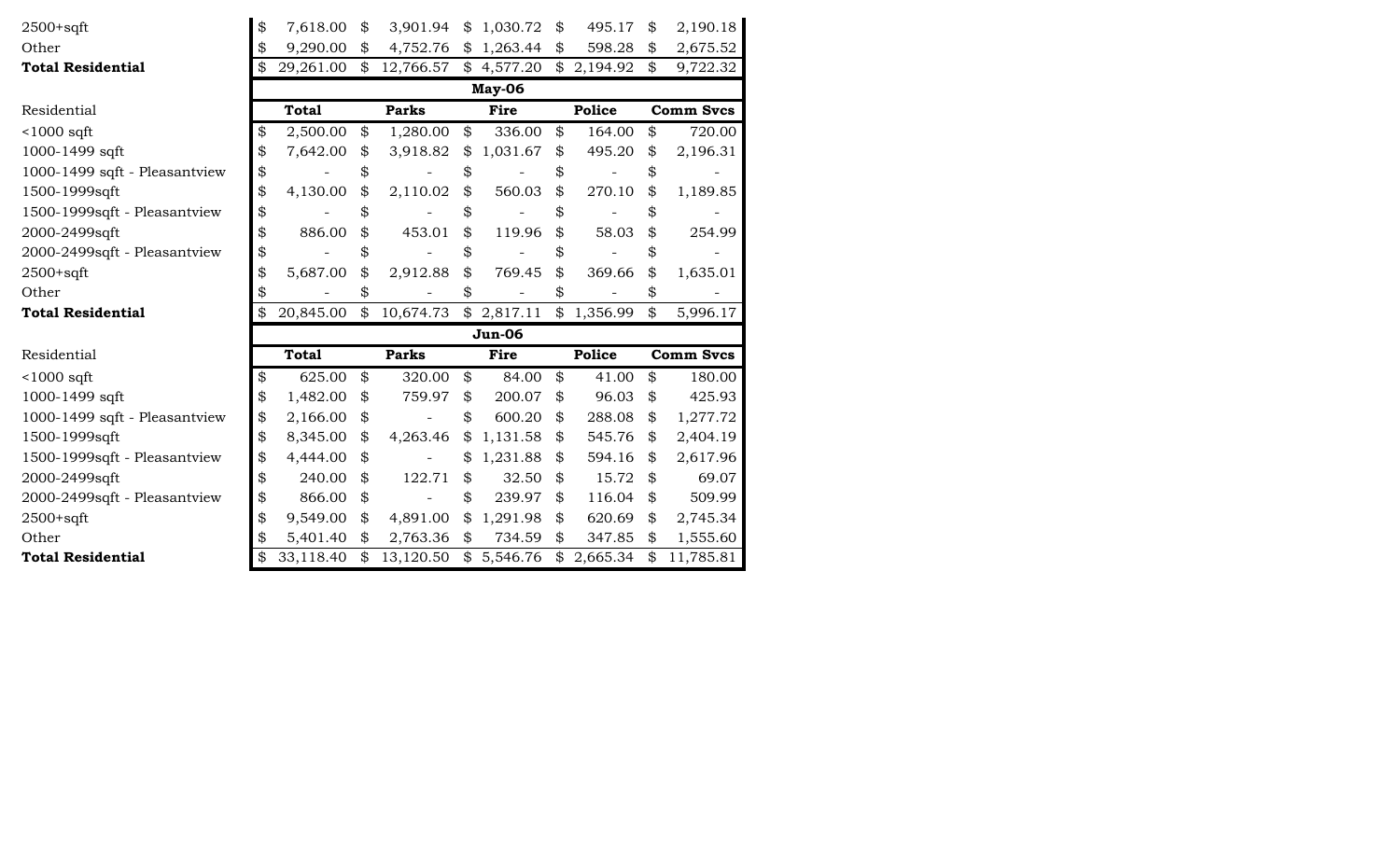| | Total | Parks | Fire | Police | Comm Svcs |
|---|---|---|---|---|---|
| 2500+sqft | $ 7,618.00 | $ 3,901.94 | $ 1,030.72 | $ 495.17 | $ 2,190.18 |
| Other | $ 9,290.00 | $ 4,752.76 | $ 1,263.44 | $ 598.28 | $ 2,675.52 |
| **Total Residential** | $ 29,261.00 | $ 12,766.57 | $ 4,577.20 | $ 2,194.92 | $ 9,722.32 |

| | **May-06** | | | | |
|---|---|---|---|---|---|
| Residential | **Total** | **Parks** | **Fire** | **Police** | **Comm Svcs** |
| <1000 sqft | $ 2,500.00 | $ 1,280.00 | $ 336.00 | $ 164.00 | $ 720.00 |
| 1000-1499 sqft | $ 7,642.00 | $ 3,918.82 | $ 1,031.67 | $ 495.20 | $ 2,196.31 |
| 1000-1499 sqft - Pleasantview | $ - | $ - | $ - | $ - | $ - |
| 1500-1999sqft | $ 4,130.00 | $ 2,110.02 | $ 560.03 | $ 270.10 | $ 1,189.85 |
| 1500-1999sqft - Pleasantview | $ - | $ - | $ - | $ - | $ - |
| 2000-2499sqft | $ 886.00 | $ 453.01 | $ 119.96 | $ 58.03 | $ 254.99 |
| 2000-2499sqft - Pleasantview | $ - | $ - | $ - | $ - | $ - |
| 2500+sqft | $ 5,687.00 | $ 2,912.88 | $ 769.45 | $ 369.66 | $ 1,635.01 |
| Other | $ - | $ - | $ - | $ - | $ - |
| **Total Residential** | $ 20,845.00 | $ 10,674.73 | $ 2,817.11 | $ 1,356.99 | $ 5,996.17 |

| | **Jun-06** | | | | |
|---|---|---|---|---|---|
| Residential | **Total** | **Parks** | **Fire** | **Police** | **Comm Svcs** |
| <1000 sqft | $ 625.00 | $ 320.00 | $ 84.00 | $ 41.00 | $ 180.00 |
| 1000-1499 sqft | $ 1,482.00 | $ 759.97 | $ 200.07 | $ 96.03 | $ 425.93 |
| 1000-1499 sqft - Pleasantview | $ 2,166.00 | $ - | $ 600.20 | $ 288.08 | $ 1,277.72 |
| 1500-1999sqft | $ 8,345.00 | $ 4,263.46 | $ 1,131.58 | $ 545.76 | $ 2,404.19 |
| 1500-1999sqft - Pleasantview | $ 4,444.00 | $ - | $ 1,231.88 | $ 594.16 | $ 2,617.96 |
| 2000-2499sqft | $ 240.00 | $ 122.71 | $ 32.50 | $ 15.72 | $ 69.07 |
| 2000-2499sqft - Pleasantview | $ 866.00 | $ - | $ 239.97 | $ 116.04 | $ 509.99 |
| 2500+sqft | $ 9,549.00 | $ 4,891.00 | $ 1,291.98 | $ 620.69 | $ 2,745.34 |
| Other | $ 5,401.40 | $ 2,763.36 | $ 734.59 | $ 347.85 | $ 1,555.60 |
| **Total Residential** | $ 33,118.40 | $ 13,120.50 | $ 5,546.76 | $ 2,665.34 | $ 11,785.81 |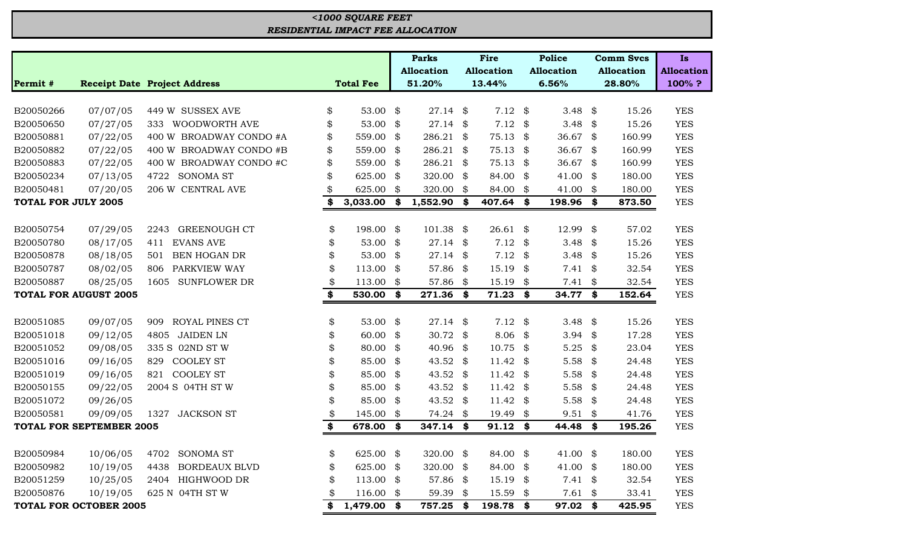***<1000 SQUARE FEET***
***RESIDENTIAL IMPACT FEE ALLOCATION***

| Permit # | Receipt Date | Project Address | Total Fee | Parks Allocation 51.20% | Fire Allocation 13.44% | Police Allocation 6.56% | Comm Svcs Allocation 28.80% | Is Allocation 100% ? |
|---|---|---|---|---|---|---|---|---|
| B20050266 | 07/07/05 | 449 W SUSSEX AVE | $ 53.00 | $ 27.14 | $ 7.12 | $ 3.48 | $ 15.26 | YES |
| B20050650 | 07/27/05 | 333 WOODWORTH AVE | $ 53.00 | $ 27.14 | $ 7.12 | $ 3.48 | $ 15.26 | YES |
| B20050881 | 07/22/05 | 400 W BROADWAY CONDO #A | $ 559.00 | $ 286.21 | $ 75.13 | $ 36.67 | $ 160.99 | YES |
| B20050882 | 07/22/05 | 400 W BROADWAY CONDO #B | $ 559.00 | $ 286.21 | $ 75.13 | $ 36.67 | $ 160.99 | YES |
| B20050883 | 07/22/05 | 400 W BROADWAY CONDO #C | $ 559.00 | $ 286.21 | $ 75.13 | $ 36.67 | $ 160.99 | YES |
| B20050234 | 07/13/05 | 4722 SONOMA ST | $ 625.00 | $ 320.00 | $ 84.00 | $ 41.00 | $ 180.00 | YES |
| B20050481 | 07/20/05 | 206 W CENTRAL AVE | $ 625.00 | $ 320.00 | $ 84.00 | $ 41.00 | $ 180.00 | YES |
| **TOTAL FOR JULY 2005** | | | **$ 3,033.00** | **$ 1,552.90** | **$ 407.64** | **$ 198.96** | **$ 873.50** | YES |
| B20050754 | 07/29/05 | 2243 GREENOUGH CT | $ 198.00 | $ 101.38 | $ 26.61 | $ 12.99 | $ 57.02 | YES |
| B20050780 | 08/17/05 | 411 EVANS AVE | $ 53.00 | $ 27.14 | $ 7.12 | $ 3.48 | $ 15.26 | YES |
| B20050878 | 08/18/05 | 501 BEN HOGAN DR | $ 53.00 | $ 27.14 | $ 7.12 | $ 3.48 | $ 15.26 | YES |
| B20050787 | 08/02/05 | 806 PARKVIEW WAY | $ 113.00 | $ 57.86 | $ 15.19 | $ 7.41 | $ 32.54 | YES |
| B20050887 | 08/25/05 | 1605 SUNFLOWER DR | $ 113.00 | $ 57.86 | $ 15.19 | $ 7.41 | $ 32.54 | YES |
| **TOTAL FOR AUGUST 2005** | | | **$ 530.00** | **$ 271.36** | **$ 71.23** | **$ 34.77** | **$ 152.64** | YES |
| B20051085 | 09/07/05 | 909 ROYAL PINES CT | $ 53.00 | $ 27.14 | $ 7.12 | $ 3.48 | $ 15.26 | YES |
| B20051018 | 09/12/05 | 4805 JAIDEN LN | $ 60.00 | $ 30.72 | $ 8.06 | $ 3.94 | $ 17.28 | YES |
| B20051052 | 09/08/05 | 335 S 02ND ST W | $ 80.00 | $ 40.96 | $ 10.75 | $ 5.25 | $ 23.04 | YES |
| B20051016 | 09/16/05 | 829 COOLEY ST | $ 85.00 | $ 43.52 | $ 11.42 | $ 5.58 | $ 24.48 | YES |
| B20051019 | 09/16/05 | 821 COOLEY ST | $ 85.00 | $ 43.52 | $ 11.42 | $ 5.58 | $ 24.48 | YES |
| B20050155 | 09/22/05 | 2004 S 04TH ST W | $ 85.00 | $ 43.52 | $ 11.42 | $ 5.58 | $ 24.48 | YES |
| B20051072 | 09/26/05 | | $ 85.00 | $ 43.52 | $ 11.42 | $ 5.58 | $ 24.48 | YES |
| B20050581 | 09/09/05 | 1327 JACKSON ST | $ 145.00 | $ 74.24 | $ 19.49 | $ 9.51 | $ 41.76 | YES |
| **TOTAL FOR SEPTEMBER 2005** | | | **$ 678.00** | **$ 347.14** | **$ 91.12** | **$ 44.48** | **$ 195.26** | YES |
| B20050984 | 10/06/05 | 4702 SONOMA ST | $ 625.00 | $ 320.00 | $ 84.00 | $ 41.00 | $ 180.00 | YES |
| B20050982 | 10/19/05 | 4438 BORDEAUX BLVD | $ 625.00 | $ 320.00 | $ 84.00 | $ 41.00 | $ 180.00 | YES |
| B20051259 | 10/25/05 | 2404 HIGHWOOD DR | $ 113.00 | $ 57.86 | $ 15.19 | $ 7.41 | $ 32.54 | YES |
| B20050876 | 10/19/05 | 625 N 04TH ST W | $ 116.00 | $ 59.39 | $ 15.59 | $ 7.61 | $ 33.41 | YES |
| **TOTAL FOR OCTOBER 2005** | | | **$ 1,479.00** | **$ 757.25** | **$ 198.78** | **$ 97.02** | **$ 425.95** | YES |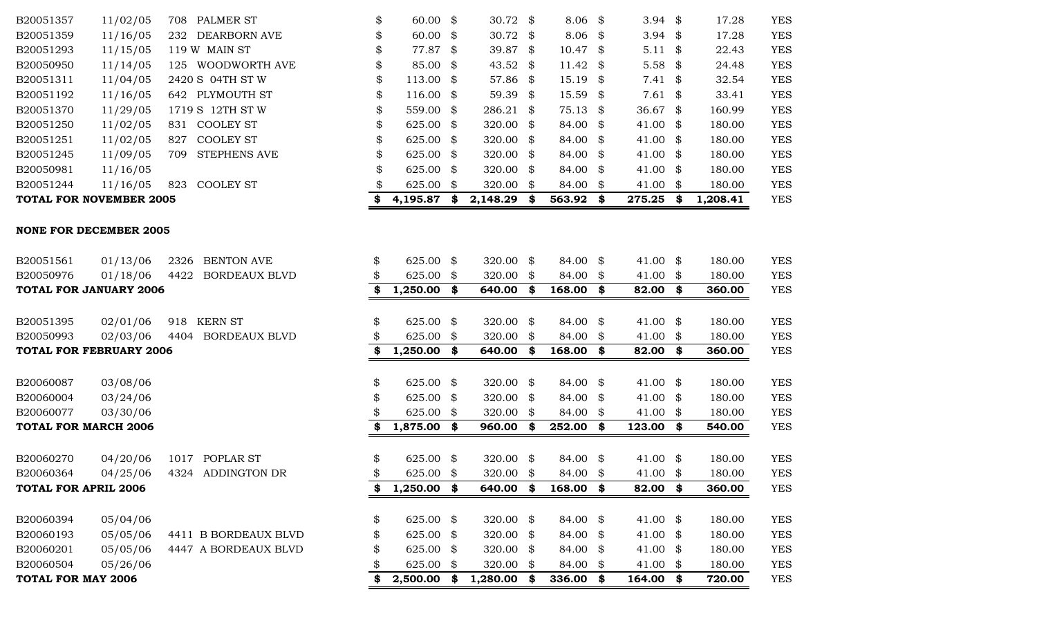| | | | | | | | | |
|---|---|---|---|---|---|---|---|---|
| B20051357 | 11/02/05 | 708 PALMER ST | $ 60.00 | $ 30.72 | $ 8.06 | $ 3.94 | $ 17.28 | YES |
| B20051359 | 11/16/05 | 232 DEARBORN AVE | $ 60.00 | $ 30.72 | $ 8.06 | $ 3.94 | $ 17.28 | YES |
| B20051293 | 11/15/05 | 119 W MAIN ST | $ 77.87 | $ 39.87 | $ 10.47 | $ 5.11 | $ 22.43 | YES |
| B20050950 | 11/14/05 | 125 WOODWORTH AVE | $ 85.00 | $ 43.52 | $ 11.42 | $ 5.58 | $ 24.48 | YES |
| B20051311 | 11/04/05 | 2420 S 04TH ST W | $ 113.00 | $ 57.86 | $ 15.19 | $ 7.41 | $ 32.54 | YES |
| B20051192 | 11/16/05 | 642 PLYMOUTH ST | $ 116.00 | $ 59.39 | $ 15.59 | $ 7.61 | $ 33.41 | YES |
| B20051370 | 11/29/05 | 1719 S 12TH ST W | $ 559.00 | $ 286.21 | $ 75.13 | $ 36.67 | $ 160.99 | YES |
| B20051250 | 11/02/05 | 831 COOLEY ST | $ 625.00 | $ 320.00 | $ 84.00 | $ 41.00 | $ 180.00 | YES |
| B20051251 | 11/02/05 | 827 COOLEY ST | $ 625.00 | $ 320.00 | $ 84.00 | $ 41.00 | $ 180.00 | YES |
| B20051245 | 11/09/05 | 709 STEPHENS AVE | $ 625.00 | $ 320.00 | $ 84.00 | $ 41.00 | $ 180.00 | YES |
| B20050981 | 11/16/05 | | $ 625.00 | $ 320.00 | $ 84.00 | $ 41.00 | $ 180.00 | YES |
| B20051244 | 11/16/05 | 823 COOLEY ST | $ 625.00 | $ 320.00 | $ 84.00 | $ 41.00 | $ 180.00 | YES |
| **TOTAL FOR NOVEMBER 2005** | | | **$ 4,195.87** | **$ 2,148.29** | **$ 563.92** | **$ 275.25** | **$ 1,208.41** | YES |
| | | | | | | | | |
| **NONE FOR DECEMBER 2005** | | | | | | | | |
| | | | | | | | | |
| B20051561 | 01/13/06 | 2326 BENTON AVE | $ 625.00 | $ 320.00 | $ 84.00 | $ 41.00 | $ 180.00 | YES |
| B20050976 | 01/18/06 | 4422 BORDEAUX BLVD | $ 625.00 | $ 320.00 | $ 84.00 | $ 41.00 | $ 180.00 | YES |
| **TOTAL FOR JANUARY 2006** | | | **$ 1,250.00** | **$ 640.00** | **$ 168.00** | **$ 82.00** | **$ 360.00** | YES |
| | | | | | | | | |
| B20051395 | 02/01/06 | 918 KERN ST | $ 625.00 | $ 320.00 | $ 84.00 | $ 41.00 | $ 180.00 | YES |
| B20050993 | 02/03/06 | 4404 BORDEAUX BLVD | $ 625.00 | $ 320.00 | $ 84.00 | $ 41.00 | $ 180.00 | YES |
| **TOTAL FOR FEBRUARY 2006** | | | **$ 1,250.00** | **$ 640.00** | **$ 168.00** | **$ 82.00** | **$ 360.00** | YES |
| | | | | | | | | |
| B20060087 | 03/08/06 | | $ 625.00 | $ 320.00 | $ 84.00 | $ 41.00 | $ 180.00 | YES |
| B20060004 | 03/24/06 | | $ 625.00 | $ 320.00 | $ 84.00 | $ 41.00 | $ 180.00 | YES |
| B20060077 | 03/30/06 | | $ 625.00 | $ 320.00 | $ 84.00 | $ 41.00 | $ 180.00 | YES |
| **TOTAL FOR MARCH 2006** | | | **$ 1,875.00** | **$ 960.00** | **$ 252.00** | **$ 123.00** | **$ 540.00** | YES |
| | | | | | | | | |
| B20060270 | 04/20/06 | 1017 POPLAR ST | $ 625.00 | $ 320.00 | $ 84.00 | $ 41.00 | $ 180.00 | YES |
| B20060364 | 04/25/06 | 4324 ADDINGTON DR | $ 625.00 | $ 320.00 | $ 84.00 | $ 41.00 | $ 180.00 | YES |
| **TOTAL FOR APRIL 2006** | | | **$ 1,250.00** | **$ 640.00** | **$ 168.00** | **$ 82.00** | **$ 360.00** | YES |
| | | | | | | | | |
| B20060394 | 05/04/06 | | $ 625.00 | $ 320.00 | $ 84.00 | $ 41.00 | $ 180.00 | YES |
| B20060193 | 05/05/06 | 4411 B BORDEAUX BLVD | $ 625.00 | $ 320.00 | $ 84.00 | $ 41.00 | $ 180.00 | YES |
| B20060201 | 05/05/06 | 4447 A BORDEAUX BLVD | $ 625.00 | $ 320.00 | $ 84.00 | $ 41.00 | $ 180.00 | YES |
| B20060504 | 05/26/06 | | $ 625.00 | $ 320.00 | $ 84.00 | $ 41.00 | $ 180.00 | YES |
| **TOTAL FOR MAY 2006** | | | **$ 2,500.00** | **$ 1,280.00** | **$ 336.00** | **$ 164.00** | **$ 720.00** | YES |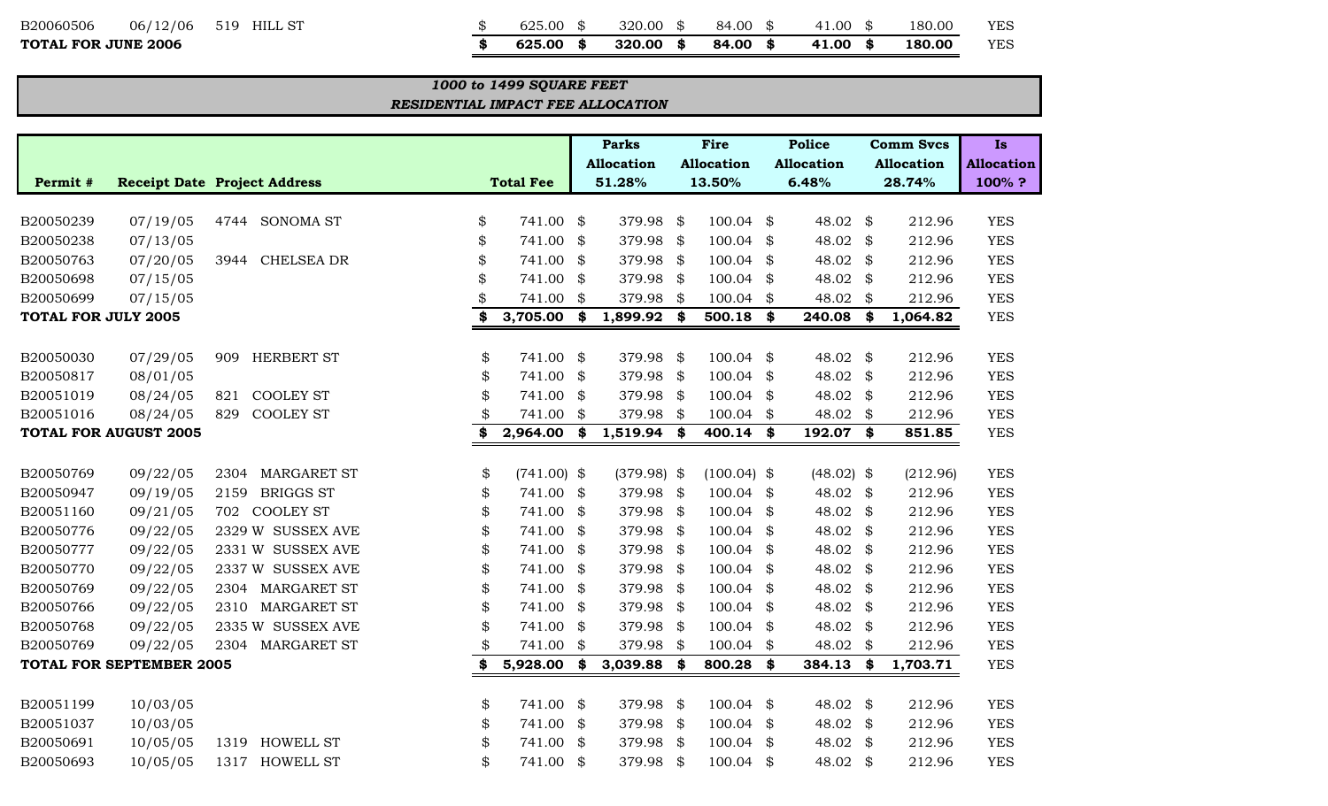| Permit # | Receipt Date | Project Address | Total Fee | Parks Allocation | Fire Allocation | Police Allocation | Comm Svcs Allocation | Is Allocation 100% ? |
|---|---|---|---|---|---|---|---|---|
| B20060506 | 06/12/06 | 519 HILL ST | $ 625.00 | $ 320.00 | $ 84.00 | $ 41.00 | $ 180.00 | YES |
| **TOTAL FOR JUNE 2006** | | | **$ 625.00** | **$ 320.00** | **$ 84.00** | **$ 41.00** | **$ 180.00** | YES |

***1000 to 1499 SQUARE FEET***
***RESIDENTIAL IMPACT FEE ALLOCATION***

| Permit # | Receipt Date | Project Address | Total Fee | Parks Allocation 51.28% | Fire Allocation 13.50% | Police Allocation 6.48% | Comm Svcs Allocation 28.74% | Is Allocation 100% ? |
|---|---|---|---|---|---|---|---|---|
| B20050239 | 07/19/05 | 4744 SONOMA ST | $ 741.00 | $ 379.98 | $ 100.04 | $ 48.02 | $ 212.96 | YES |
| B20050238 | 07/13/05 | | $ 741.00 | $ 379.98 | $ 100.04 | $ 48.02 | $ 212.96 | YES |
| B20050763 | 07/20/05 | 3944 CHELSEA DR | $ 741.00 | $ 379.98 | $ 100.04 | $ 48.02 | $ 212.96 | YES |
| B20050698 | 07/15/05 | | $ 741.00 | $ 379.98 | $ 100.04 | $ 48.02 | $ 212.96 | YES |
| B20050699 | 07/15/05 | | $ 741.00 | $ 379.98 | $ 100.04 | $ 48.02 | $ 212.96 | YES |
| **TOTAL FOR JULY 2005** | | | **$ 3,705.00** | **$ 1,899.92** | **$ 500.18** | **$ 240.08** | **$ 1,064.82** | YES |
| B20050030 | 07/29/05 | 909 HERBERT ST | $ 741.00 | $ 379.98 | $ 100.04 | $ 48.02 | $ 212.96 | YES |
| B20050817 | 08/01/05 | | $ 741.00 | $ 379.98 | $ 100.04 | $ 48.02 | $ 212.96 | YES |
| B20051019 | 08/24/05 | 821 COOLEY ST | $ 741.00 | $ 379.98 | $ 100.04 | $ 48.02 | $ 212.96 | YES |
| B20051016 | 08/24/05 | 829 COOLEY ST | $ 741.00 | $ 379.98 | $ 100.04 | $ 48.02 | $ 212.96 | YES |
| **TOTAL FOR AUGUST 2005** | | | **$ 2,964.00** | **$ 1,519.94** | **$ 400.14** | **$ 192.07** | **$ 851.85** | YES |
| B20050769 | 09/22/05 | 2304 MARGARET ST | $ (741.00) | $ (379.98) | $ (100.04) | $ (48.02) | $ (212.96) | YES |
| B20050947 | 09/19/05 | 2159 BRIGGS ST | $ 741.00 | $ 379.98 | $ 100.04 | $ 48.02 | $ 212.96 | YES |
| B20051160 | 09/21/05 | 702 COOLEY ST | $ 741.00 | $ 379.98 | $ 100.04 | $ 48.02 | $ 212.96 | YES |
| B20050776 | 09/22/05 | 2329 W SUSSEX AVE | $ 741.00 | $ 379.98 | $ 100.04 | $ 48.02 | $ 212.96 | YES |
| B20050777 | 09/22/05 | 2331 W SUSSEX AVE | $ 741.00 | $ 379.98 | $ 100.04 | $ 48.02 | $ 212.96 | YES |
| B20050770 | 09/22/05 | 2337 W SUSSEX AVE | $ 741.00 | $ 379.98 | $ 100.04 | $ 48.02 | $ 212.96 | YES |
| B20050769 | 09/22/05 | 2304 MARGARET ST | $ 741.00 | $ 379.98 | $ 100.04 | $ 48.02 | $ 212.96 | YES |
| B20050766 | 09/22/05 | 2310 MARGARET ST | $ 741.00 | $ 379.98 | $ 100.04 | $ 48.02 | $ 212.96 | YES |
| B20050768 | 09/22/05 | 2335 W SUSSEX AVE | $ 741.00 | $ 379.98 | $ 100.04 | $ 48.02 | $ 212.96 | YES |
| B20050769 | 09/22/05 | 2304 MARGARET ST | $ 741.00 | $ 379.98 | $ 100.04 | $ 48.02 | $ 212.96 | YES |
| **TOTAL FOR SEPTEMBER 2005** | | | **$ 5,928.00** | **$ 3,039.88** | **$ 800.28** | **$ 384.13** | **$ 1,703.71** | YES |
| B20051199 | 10/03/05 | | $ 741.00 | $ 379.98 | $ 100.04 | $ 48.02 | $ 212.96 | YES |
| B20051037 | 10/03/05 | | $ 741.00 | $ 379.98 | $ 100.04 | $ 48.02 | $ 212.96 | YES |
| B20050691 | 10/05/05 | 1319 HOWELL ST | $ 741.00 | $ 379.98 | $ 100.04 | $ 48.02 | $ 212.96 | YES |
| B20050693 | 10/05/05 | 1317 HOWELL ST | $ 741.00 | $ 379.98 | $ 100.04 | $ 48.02 | $ 212.96 | YES |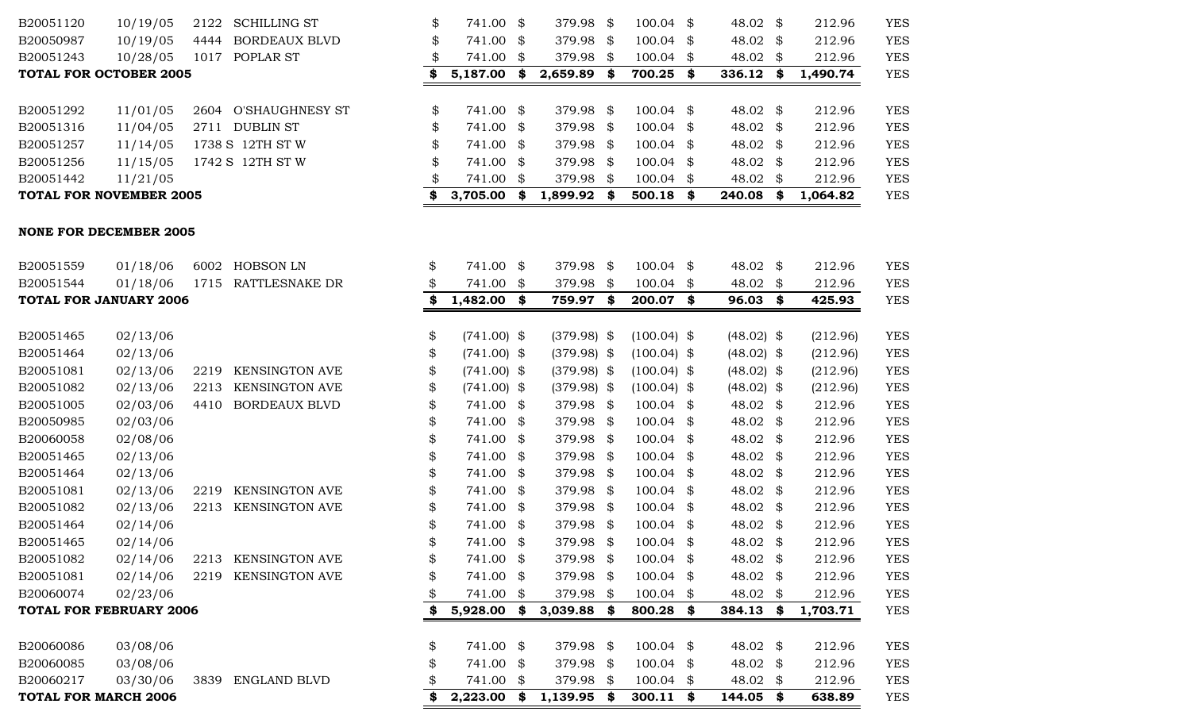| | | | | | | | | |
|---|---|---|---|---|---|---|---|---|
| B20051120 | 10/19/05 | 2122 | SCHILLING ST | $ 741.00 | $ 379.98 | $ 100.04 | $ 48.02 | $ 212.96 | YES |
| B20050987 | 10/19/05 | 4444 | BORDEAUX BLVD | $ 741.00 | $ 379.98 | $ 100.04 | $ 48.02 | $ 212.96 | YES |
| B20051243 | 10/28/05 | 1017 | POPLAR ST | $ 741.00 | $ 379.98 | $ 100.04 | $ 48.02 | $ 212.96 | YES |
| **TOTAL FOR OCTOBER 2005** | | | | **$ 5,187.00** | **$ 2,659.89** | **$ 700.25** | **$ 336.12** | **$ 1,490.74** | YES |
| | | | | | | | | | |
| B20051292 | 11/01/05 | 2604 | O'SHAUGHNESY ST | $ 741.00 | $ 379.98 | $ 100.04 | $ 48.02 | $ 212.96 | YES |
| B20051316 | 11/04/05 | 2711 | DUBLIN ST | $ 741.00 | $ 379.98 | $ 100.04 | $ 48.02 | $ 212.96 | YES |
| B20051257 | 11/14/05 | 1738 S | 12TH ST W | $ 741.00 | $ 379.98 | $ 100.04 | $ 48.02 | $ 212.96 | YES |
| B20051256 | 11/15/05 | 1742 S | 12TH ST W | $ 741.00 | $ 379.98 | $ 100.04 | $ 48.02 | $ 212.96 | YES |
| B20051442 | 11/21/05 | | | $ 741.00 | $ 379.98 | $ 100.04 | $ 48.02 | $ 212.96 | YES |
| **TOTAL FOR NOVEMBER 2005** | | | | **$ 3,705.00** | **$ 1,899.92** | **$ 500.18** | **$ 240.08** | **$ 1,064.82** | YES |
| | | | | | | | | | |
| **NONE FOR DECEMBER 2005** | | | | | | | | | |
| | | | | | | | | | |
| B20051559 | 01/18/06 | 6002 | HOBSON LN | $ 741.00 | $ 379.98 | $ 100.04 | $ 48.02 | $ 212.96 | YES |
| B20051544 | 01/18/06 | 1715 | RATTLESNAKE DR | $ 741.00 | $ 379.98 | $ 100.04 | $ 48.02 | $ 212.96 | YES |
| **TOTAL FOR JANUARY 2006** | | | | **$ 1,482.00** | **$ 759.97** | **$ 200.07** | **$ 96.03** | **$ 425.93** | YES |
| | | | | | | | | | |
| B20051465 | 02/13/06 | | | $ (741.00) | $ (379.98) | $ (100.04) | $ (48.02) | $ (212.96) | YES |
| B20051464 | 02/13/06 | | | $ (741.00) | $ (379.98) | $ (100.04) | $ (48.02) | $ (212.96) | YES |
| B20051081 | 02/13/06 | 2219 | KENSINGTON AVE | $ (741.00) | $ (379.98) | $ (100.04) | $ (48.02) | $ (212.96) | YES |
| B20051082 | 02/13/06 | 2213 | KENSINGTON AVE | $ (741.00) | $ (379.98) | $ (100.04) | $ (48.02) | $ (212.96) | YES |
| B20051005 | 02/03/06 | 4410 | BORDEAUX BLVD | $ 741.00 | $ 379.98 | $ 100.04 | $ 48.02 | $ 212.96 | YES |
| B20050985 | 02/03/06 | | | $ 741.00 | $ 379.98 | $ 100.04 | $ 48.02 | $ 212.96 | YES |
| B20060058 | 02/08/06 | | | $ 741.00 | $ 379.98 | $ 100.04 | $ 48.02 | $ 212.96 | YES |
| B20051465 | 02/13/06 | | | $ 741.00 | $ 379.98 | $ 100.04 | $ 48.02 | $ 212.96 | YES |
| B20051464 | 02/13/06 | | | $ 741.00 | $ 379.98 | $ 100.04 | $ 48.02 | $ 212.96 | YES |
| B20051081 | 02/13/06 | 2219 | KENSINGTON AVE | $ 741.00 | $ 379.98 | $ 100.04 | $ 48.02 | $ 212.96 | YES |
| B20051082 | 02/13/06 | 2213 | KENSINGTON AVE | $ 741.00 | $ 379.98 | $ 100.04 | $ 48.02 | $ 212.96 | YES |
| B20051464 | 02/14/06 | | | $ 741.00 | $ 379.98 | $ 100.04 | $ 48.02 | $ 212.96 | YES |
| B20051465 | 02/14/06 | | | $ 741.00 | $ 379.98 | $ 100.04 | $ 48.02 | $ 212.96 | YES |
| B20051082 | 02/14/06 | 2213 | KENSINGTON AVE | $ 741.00 | $ 379.98 | $ 100.04 | $ 48.02 | $ 212.96 | YES |
| B20051081 | 02/14/06 | 2219 | KENSINGTON AVE | $ 741.00 | $ 379.98 | $ 100.04 | $ 48.02 | $ 212.96 | YES |
| B20060074 | 02/23/06 | | | $ 741.00 | $ 379.98 | $ 100.04 | $ 48.02 | $ 212.96 | YES |
| **TOTAL FOR FEBRUARY 2006** | | | | **$ 5,928.00** | **$ 3,039.88** | **$ 800.28** | **$ 384.13** | **$ 1,703.71** | YES |
| | | | | | | | | | |
| B20060086 | 03/08/06 | | | $ 741.00 | $ 379.98 | $ 100.04 | $ 48.02 | $ 212.96 | YES |
| B20060085 | 03/08/06 | | | $ 741.00 | $ 379.98 | $ 100.04 | $ 48.02 | $ 212.96 | YES |
| B20060217 | 03/30/06 | 3839 | ENGLAND BLVD | $ 741.00 | $ 379.98 | $ 100.04 | $ 48.02 | $ 212.96 | YES |
| **TOTAL FOR MARCH 2006** | | | | **$ 2,223.00** | **$ 1,139.95** | **$ 300.11** | **$ 144.05** | **$ 638.89** | YES |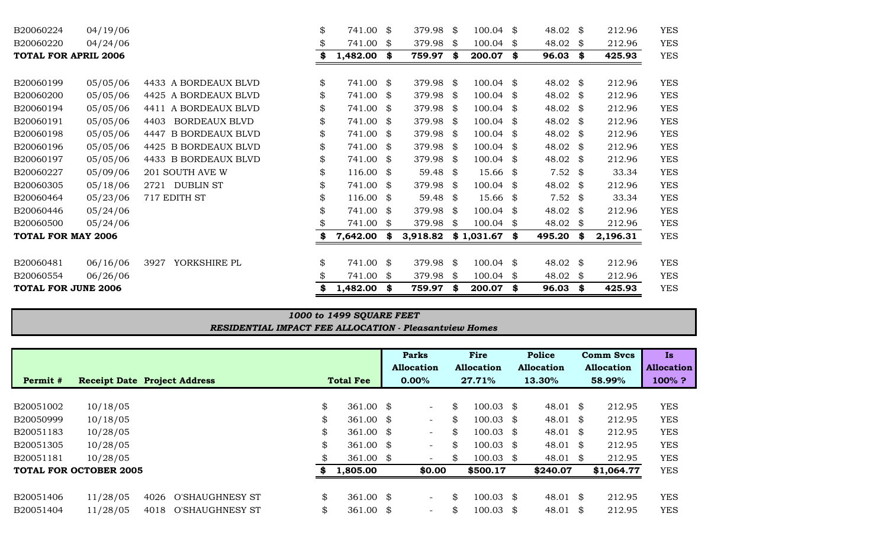| | | | | | | | | |
|---|---|---|---|---|---|---|---|---|
| B20060224 | 04/19/06 | | $ 741.00 | $ 379.98 | $ 100.04 | $ 48.02 | $ 212.96 | YES |
| B20060220 | 04/24/06 | | $ 741.00 | $ 379.98 | $ 100.04 | $ 48.02 | $ 212.96 | YES |
| **TOTAL FOR APRIL 2006** | | | **$ 1,482.00** | **$ 759.97** | **$ 200.07** | **$ 96.03** | **$ 425.93** | YES |
| | | | | | | | | |
| B20060199 | 05/05/06 | 4433 A BORDEAUX BLVD | $ 741.00 | $ 379.98 | $ 100.04 | $ 48.02 | $ 212.96 | YES |
| B20060200 | 05/05/06 | 4425 A BORDEAUX BLVD | $ 741.00 | $ 379.98 | $ 100.04 | $ 48.02 | $ 212.96 | YES |
| B20060194 | 05/05/06 | 4411 A BORDEAUX BLVD | $ 741.00 | $ 379.98 | $ 100.04 | $ 48.02 | $ 212.96 | YES |
| B20060191 | 05/05/06 | 4403 BORDEAUX BLVD | $ 741.00 | $ 379.98 | $ 100.04 | $ 48.02 | $ 212.96 | YES |
| B20060198 | 05/05/06 | 4447 B BORDEAUX BLVD | $ 741.00 | $ 379.98 | $ 100.04 | $ 48.02 | $ 212.96 | YES |
| B20060196 | 05/05/06 | 4425 B BORDEAUX BLVD | $ 741.00 | $ 379.98 | $ 100.04 | $ 48.02 | $ 212.96 | YES |
| B20060197 | 05/05/06 | 4433 B BORDEAUX BLVD | $ 741.00 | $ 379.98 | $ 100.04 | $ 48.02 | $ 212.96 | YES |
| B20060227 | 05/09/06 | 201 SOUTH AVE W | $ 116.00 | $ 59.48 | $ 15.66 | $ 7.52 | $ 33.34 | YES |
| B20060305 | 05/18/06 | 2721 DUBLIN ST | $ 741.00 | $ 379.98 | $ 100.04 | $ 48.02 | $ 212.96 | YES |
| B20060464 | 05/23/06 | 717 EDITH ST | $ 116.00 | $ 59.48 | $ 15.66 | $ 7.52 | $ 33.34 | YES |
| B20060446 | 05/24/06 | | $ 741.00 | $ 379.98 | $ 100.04 | $ 48.02 | $ 212.96 | YES |
| B20060500 | 05/24/06 | | $ 741.00 | $ 379.98 | $ 100.04 | $ 48.02 | $ 212.96 | YES |
| **TOTAL FOR MAY 2006** | | | **$ 7,642.00** | **$ 3,918.82** | **$ 1,031.67** | **$ 495.20** | **$ 2,196.31** | YES |
| | | | | | | | | |
| B20060481 | 06/16/06 | 3927 YORKSHIRE PL | $ 741.00 | $ 379.98 | $ 100.04 | $ 48.02 | $ 212.96 | YES |
| B20060554 | 06/26/06 | | $ 741.00 | $ 379.98 | $ 100.04 | $ 48.02 | $ 212.96 | YES |
| **TOTAL FOR JUNE 2006** | | | **$ 1,482.00** | **$ 759.97** | **$ 200.07** | **$ 96.03** | **$ 425.93** | YES |

***1000 to 1499 SQUARE FEET***

***RESIDENTIAL IMPACT FEE ALLOCATION - Pleasantview Homes***

| Permit # | Receipt Date | Project Address | Total Fee | Parks Allocation 0.00% | Fire Allocation 27.71% | Police Allocation 13.30% | Comm Svcs Allocation 58.99% | Is Allocation 100% ? |
|---|---|---|---|---|---|---|---|---|
| B20051002 | 10/18/05 | | $ 361.00 | $ - | $ 100.03 | $ 48.01 | $ 212.95 | YES |
| B20050999 | 10/18/05 | | $ 361.00 | $ - | $ 100.03 | $ 48.01 | $ 212.95 | YES |
| B20051183 | 10/28/05 | | $ 361.00 | $ - | $ 100.03 | $ 48.01 | $ 212.95 | YES |
| B20051305 | 10/28/05 | | $ 361.00 | $ - | $ 100.03 | $ 48.01 | $ 212.95 | YES |
| B20051181 | 10/28/05 | | $ 361.00 | $ - | $ 100.03 | $ 48.01 | $ 212.95 | YES |
| **TOTAL FOR OCTOBER 2005** | | | **$ 1,805.00** | **$0.00** | **$500.17** | **$240.07** | **$1,064.77** | YES |
| | | | | | | | | |
| B20051406 | 11/28/05 | 4026 O'SHAUGHNESY ST | $ 361.00 | $ - | $ 100.03 | $ 48.01 | $ 212.95 | YES |
| B20051404 | 11/28/05 | 4018 O'SHAUGHNESY ST | $ 361.00 | $ - | $ 100.03 | $ 48.01 | $ 212.95 | YES |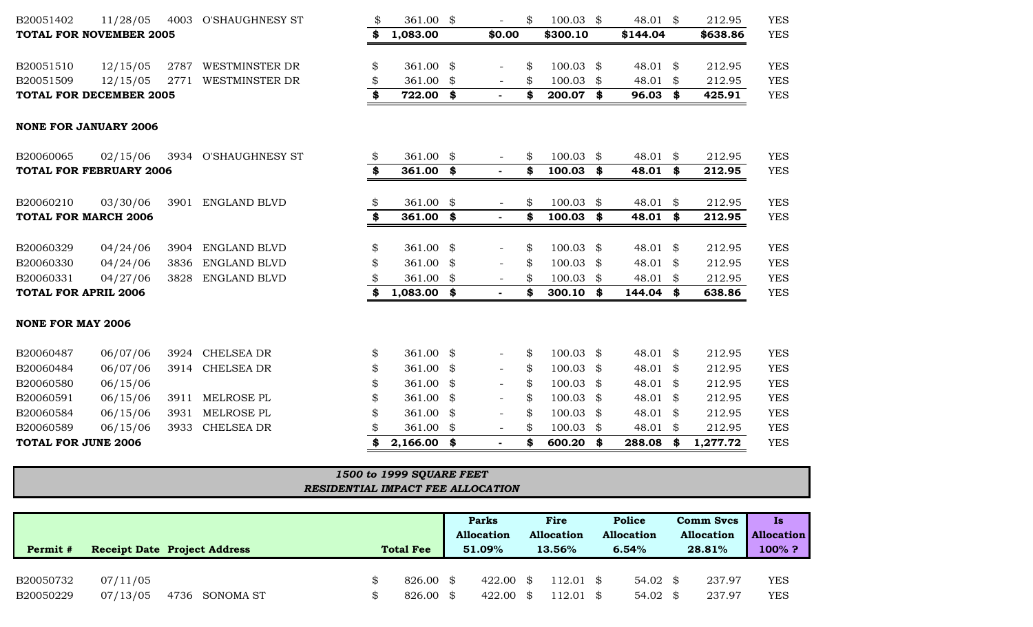| | | | | | | | | |
|---|---|---|---|---|---|---|---|---|
| B20051402 | 11/28/05 | 4003 O'SHAUGHNESY ST | $ 361.00 | $ - | $ 100.03 | $ 48.01 | $ 212.95 | YES |
| **TOTAL FOR NOVEMBER 2005** | | | **$ 1,083.00** | **$0.00** | **$300.10** | **$144.04** | **$638.86** | YES |
| | | | | | | | | |
| B20051510 | 12/15/05 | 2787 WESTMINSTER DR | $ 361.00 | $ - | $ 100.03 | $ 48.01 | $ 212.95 | YES |
| B20051509 | 12/15/05 | 2771 WESTMINSTER DR | $ 361.00 | $ - | $ 100.03 | $ 48.01 | $ 212.95 | YES |
| **TOTAL FOR DECEMBER 2005** | | | **$ 722.00** | **$ -** | **$ 200.07** | **$ 96.03** | **$ 425.91** | YES |
| | | | | | | | | |
| **NONE FOR JANUARY 2006** | | | | | | | | |
| | | | | | | | | |
| B20060065 | 02/15/06 | 3934 O'SHAUGHNESY ST | $ 361.00 | $ - | $ 100.03 | $ 48.01 | $ 212.95 | YES |
| **TOTAL FOR FEBRUARY 2006** | | | **$ 361.00** | **$ -** | **$ 100.03** | **$ 48.01** | **$ 212.95** | YES |
| | | | | | | | | |
| B20060210 | 03/30/06 | 3901 ENGLAND BLVD | $ 361.00 | $ - | $ 100.03 | $ 48.01 | $ 212.95 | YES |
| **TOTAL FOR MARCH 2006** | | | **$ 361.00** | **$ -** | **$ 100.03** | **$ 48.01** | **$ 212.95** | YES |
| | | | | | | | | |
| B20060329 | 04/24/06 | 3904 ENGLAND BLVD | $ 361.00 | $ - | $ 100.03 | $ 48.01 | $ 212.95 | YES |
| B20060330 | 04/24/06 | 3836 ENGLAND BLVD | $ 361.00 | $ - | $ 100.03 | $ 48.01 | $ 212.95 | YES |
| B20060331 | 04/27/06 | 3828 ENGLAND BLVD | $ 361.00 | $ - | $ 100.03 | $ 48.01 | $ 212.95 | YES |
| **TOTAL FOR APRIL 2006** | | | **$ 1,083.00** | **$ -** | **$ 300.10** | **$ 144.04** | **$ 638.86** | YES |
| | | | | | | | | |
| **NONE FOR MAY 2006** | | | | | | | | |
| | | | | | | | | |
| B20060487 | 06/07/06 | 3924 CHELSEA DR | $ 361.00 | $ - | $ 100.03 | $ 48.01 | $ 212.95 | YES |
| B20060484 | 06/07/06 | 3914 CHELSEA DR | $ 361.00 | $ - | $ 100.03 | $ 48.01 | $ 212.95 | YES |
| B20060580 | 06/15/06 | | $ 361.00 | $ - | $ 100.03 | $ 48.01 | $ 212.95 | YES |
| B20060591 | 06/15/06 | 3911 MELROSE PL | $ 361.00 | $ - | $ 100.03 | $ 48.01 | $ 212.95 | YES |
| B20060584 | 06/15/06 | 3931 MELROSE PL | $ 361.00 | $ - | $ 100.03 | $ 48.01 | $ 212.95 | YES |
| B20060589 | 06/15/06 | 3933 CHELSEA DR | $ 361.00 | $ - | $ 100.03 | $ 48.01 | $ 212.95 | YES |
| **TOTAL FOR JUNE 2006** | | | **$ 2,166.00** | **$ -** | **$ 600.20** | **$ 288.08** | **$ 1,277.72** | YES |

***1500 to 1999 SQUARE FEET***
***RESIDENTIAL IMPACT FEE ALLOCATION***

| Permit # | Receipt Date | Project Address | Total Fee | Parks Allocation 51.09% | Fire Allocation 13.56% | Police Allocation 6.54% | Comm Svcs Allocation 28.81% | Is Allocation 100% ? |
|---|---|---|---|---|---|---|---|---|
| B20050732 | 07/11/05 | | $ 826.00 | $ 422.00 | $ 112.01 | $ 54.02 | $ 237.97 | YES |
| B20050229 | 07/13/05 | 4736 SONOMA ST | $ 826.00 | $ 422.00 | $ 112.01 | $ 54.02 | $ 237.97 | YES |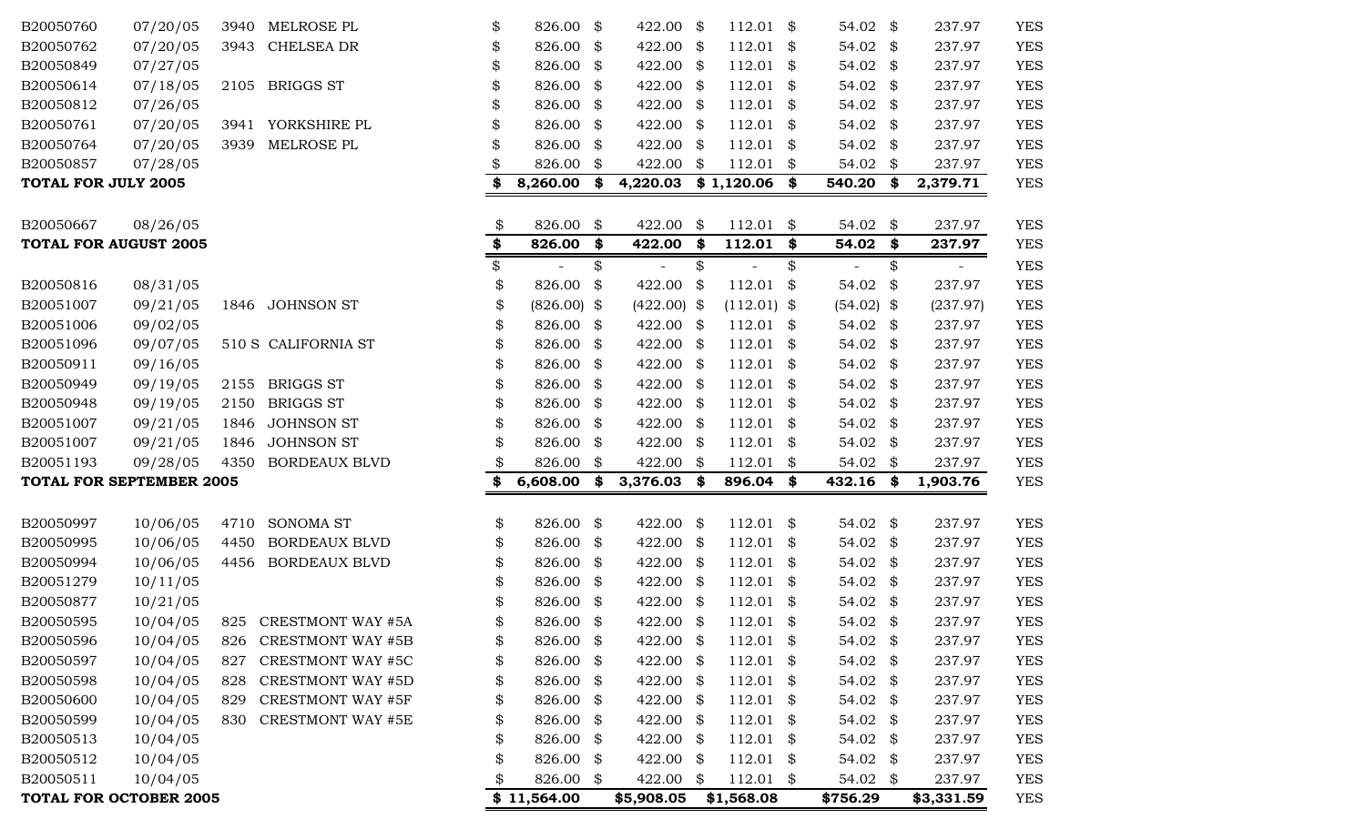| | | | | | | | | | |
|---|---|---|---|---|---|---|---|---|---|
| B20050760 | 07/20/05 | 3940 | MELROSE PL | $ 826.00 | $ 422.00 | $ 112.01 | $ 54.02 | $ 237.97 | YES |
| B20050762 | 07/20/05 | 3943 | CHELSEA DR | $ 826.00 | $ 422.00 | $ 112.01 | $ 54.02 | $ 237.97 | YES |
| B20050849 | 07/27/05 | | | $ 826.00 | $ 422.00 | $ 112.01 | $ 54.02 | $ 237.97 | YES |
| B20050614 | 07/18/05 | 2105 | BRIGGS ST | $ 826.00 | $ 422.00 | $ 112.01 | $ 54.02 | $ 237.97 | YES |
| B20050812 | 07/26/05 | | | $ 826.00 | $ 422.00 | $ 112.01 | $ 54.02 | $ 237.97 | YES |
| B20050761 | 07/20/05 | 3941 | YORKSHIRE PL | $ 826.00 | $ 422.00 | $ 112.01 | $ 54.02 | $ 237.97 | YES |
| B20050764 | 07/20/05 | 3939 | MELROSE PL | $ 826.00 | $ 422.00 | $ 112.01 | $ 54.02 | $ 237.97 | YES |
| B20050857 | 07/28/05 | | | $ 826.00 | $ 422.00 | $ 112.01 | $ 54.02 | $ 237.97 | YES |
| **TOTAL FOR JULY 2005** | | | | **$ 8,260.00** | **$ 4,220.03** | **$ 1,120.06** | **$ 540.20** | **$ 2,379.71** | YES |
| | | | | | | | | | |
| B20050667 | 08/26/05 | | | $ 826.00 | $ 422.00 | $ 112.01 | $ 54.02 | $ 237.97 | YES |
| **TOTAL FOR AUGUST 2005** | | | | **$ 826.00** | **$ 422.00** | **$ 112.01** | **$ 54.02** | **$ 237.97** | YES |
| | | | | $ - | $ - | $ - | $ - | $ - | YES |
| B20050816 | 08/31/05 | | | $ 826.00 | $ 422.00 | $ 112.01 | $ 54.02 | $ 237.97 | YES |
| B20051007 | 09/21/05 | 1846 | JOHNSON ST | $ (826.00) | $ (422.00) | $ (112.01) | $ (54.02) | $ (237.97) | YES |
| B20051006 | 09/02/05 | | | $ 826.00 | $ 422.00 | $ 112.01 | $ 54.02 | $ 237.97 | YES |
| B20051096 | 09/07/05 | 510 S | CALIFORNIA ST | $ 826.00 | $ 422.00 | $ 112.01 | $ 54.02 | $ 237.97 | YES |
| B20050911 | 09/16/05 | | | $ 826.00 | $ 422.00 | $ 112.01 | $ 54.02 | $ 237.97 | YES |
| B20050949 | 09/19/05 | 2155 | BRIGGS ST | $ 826.00 | $ 422.00 | $ 112.01 | $ 54.02 | $ 237.97 | YES |
| B20050948 | 09/19/05 | 2150 | BRIGGS ST | $ 826.00 | $ 422.00 | $ 112.01 | $ 54.02 | $ 237.97 | YES |
| B20051007 | 09/21/05 | 1846 | JOHNSON ST | $ 826.00 | $ 422.00 | $ 112.01 | $ 54.02 | $ 237.97 | YES |
| B20051007 | 09/21/05 | 1846 | JOHNSON ST | $ 826.00 | $ 422.00 | $ 112.01 | $ 54.02 | $ 237.97 | YES |
| B20051193 | 09/28/05 | 4350 | BORDEAUX BLVD | $ 826.00 | $ 422.00 | $ 112.01 | $ 54.02 | $ 237.97 | YES |
| **TOTAL FOR SEPTEMBER 2005** | | | | **$ 6,608.00** | **$ 3,376.03** | **$ 896.04** | **$ 432.16** | **$ 1,903.76** | YES |
| | | | | | | | | | |
| B20050997 | 10/06/05 | 4710 | SONOMA ST | $ 826.00 | $ 422.00 | $ 112.01 | $ 54.02 | $ 237.97 | YES |
| B20050995 | 10/06/05 | 4450 | BORDEAUX BLVD | $ 826.00 | $ 422.00 | $ 112.01 | $ 54.02 | $ 237.97 | YES |
| B20050994 | 10/06/05 | 4456 | BORDEAUX BLVD | $ 826.00 | $ 422.00 | $ 112.01 | $ 54.02 | $ 237.97 | YES |
| B20051279 | 10/11/05 | | | $ 826.00 | $ 422.00 | $ 112.01 | $ 54.02 | $ 237.97 | YES |
| B20050877 | 10/21/05 | | | $ 826.00 | $ 422.00 | $ 112.01 | $ 54.02 | $ 237.97 | YES |
| B20050595 | 10/04/05 | 825 | CRESTMONT WAY #5A | $ 826.00 | $ 422.00 | $ 112.01 | $ 54.02 | $ 237.97 | YES |
| B20050596 | 10/04/05 | 826 | CRESTMONT WAY #5B | $ 826.00 | $ 422.00 | $ 112.01 | $ 54.02 | $ 237.97 | YES |
| B20050597 | 10/04/05 | 827 | CRESTMONT WAY #5C | $ 826.00 | $ 422.00 | $ 112.01 | $ 54.02 | $ 237.97 | YES |
| B20050598 | 10/04/05 | 828 | CRESTMONT WAY #5D | $ 826.00 | $ 422.00 | $ 112.01 | $ 54.02 | $ 237.97 | YES |
| B20050600 | 10/04/05 | 829 | CRESTMONT WAY #5F | $ 826.00 | $ 422.00 | $ 112.01 | $ 54.02 | $ 237.97 | YES |
| B20050599 | 10/04/05 | 830 | CRESTMONT WAY #5E | $ 826.00 | $ 422.00 | $ 112.01 | $ 54.02 | $ 237.97 | YES |
| B20050513 | 10/04/05 | | | $ 826.00 | $ 422.00 | $ 112.01 | $ 54.02 | $ 237.97 | YES |
| B20050512 | 10/04/05 | | | $ 826.00 | $ 422.00 | $ 112.01 | $ 54.02 | $ 237.97 | YES |
| B20050511 | 10/04/05 | | | $ 826.00 | $ 422.00 | $ 112.01 | $ 54.02 | $ 237.97 | YES |
| **TOTAL FOR OCTOBER 2005** | | | | **$ 11,564.00** | **$5,908.05** | **$1,568.08** | **$756.29** | **$3,331.59** | YES |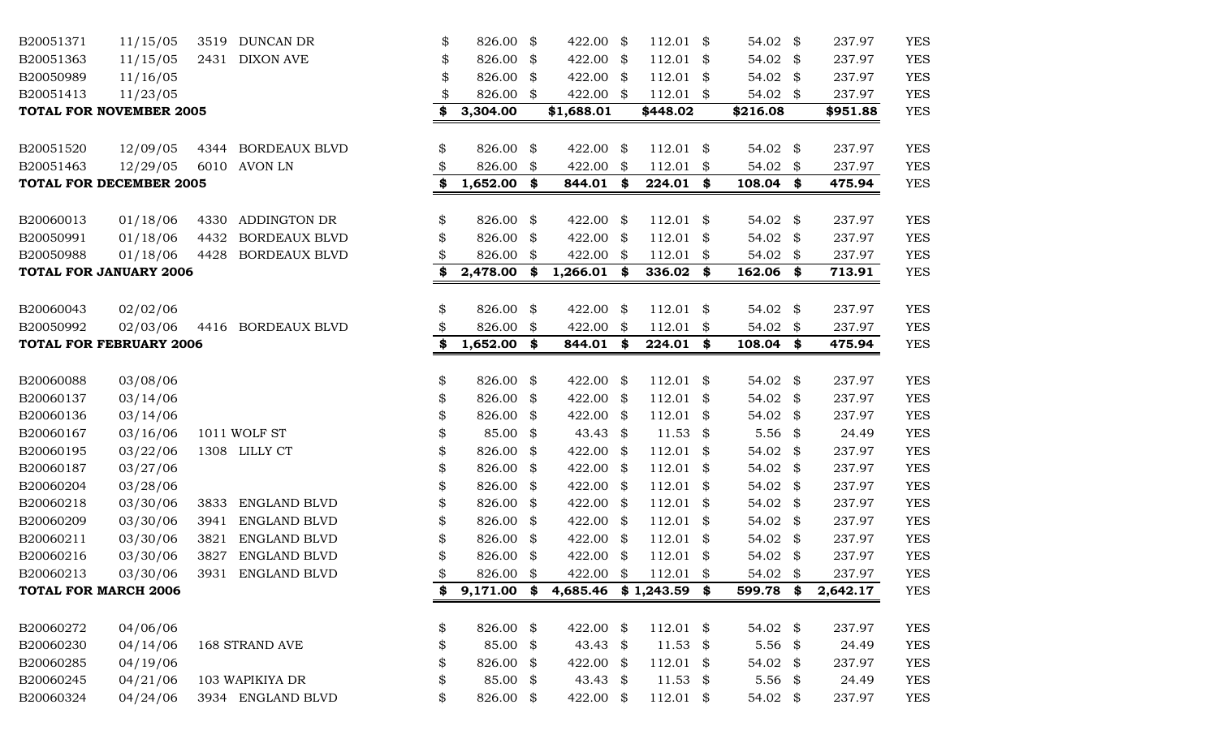| | | | | | | | | |
|---|---|---|---|---|---|---|---|---|
| B20051371 | 11/15/05 | 3519 DUNCAN DR | $ 826.00 | $ 422.00 | $ 112.01 | $ 54.02 | $ 237.97 | YES |
| B20051363 | 11/15/05 | 2431 DIXON AVE | $ 826.00 | $ 422.00 | $ 112.01 | $ 54.02 | $ 237.97 | YES |
| B20050989 | 11/16/05 | | $ 826.00 | $ 422.00 | $ 112.01 | $ 54.02 | $ 237.97 | YES |
| B20051413 | 11/23/05 | | $ 826.00 | $ 422.00 | $ 112.01 | $ 54.02 | $ 237.97 | YES |
| **TOTAL FOR NOVEMBER 2005** | | | **$ 3,304.00** | **$1,688.01** | **$448.02** | **$216.08** | **$951.88** | YES |
| | | | | | | | | |
| B20051520 | 12/09/05 | 4344 BORDEAUX BLVD | $ 826.00 | $ 422.00 | $ 112.01 | $ 54.02 | $ 237.97 | YES |
| B20051463 | 12/29/05 | 6010 AVON LN | $ 826.00 | $ 422.00 | $ 112.01 | $ 54.02 | $ 237.97 | YES |
| **TOTAL FOR DECEMBER 2005** | | | **$ 1,652.00** | **$ 844.01** | **$ 224.01** | **$ 108.04** | **$ 475.94** | YES |
| | | | | | | | | |
| B20060013 | 01/18/06 | 4330 ADDINGTON DR | $ 826.00 | $ 422.00 | $ 112.01 | $ 54.02 | $ 237.97 | YES |
| B20050991 | 01/18/06 | 4432 BORDEAUX BLVD | $ 826.00 | $ 422.00 | $ 112.01 | $ 54.02 | $ 237.97 | YES |
| B20050988 | 01/18/06 | 4428 BORDEAUX BLVD | $ 826.00 | $ 422.00 | $ 112.01 | $ 54.02 | $ 237.97 | YES |
| **TOTAL FOR JANUARY 2006** | | | **$ 2,478.00** | **$ 1,266.01** | **$ 336.02** | **$ 162.06** | **$ 713.91** | YES |
| | | | | | | | | |
| B20060043 | 02/02/06 | | $ 826.00 | $ 422.00 | $ 112.01 | $ 54.02 | $ 237.97 | YES |
| B20050992 | 02/03/06 | 4416 BORDEAUX BLVD | $ 826.00 | $ 422.00 | $ 112.01 | $ 54.02 | $ 237.97 | YES |
| **TOTAL FOR FEBRUARY 2006** | | | **$ 1,652.00** | **$ 844.01** | **$ 224.01** | **$ 108.04** | **$ 475.94** | YES |
| | | | | | | | | |
| B20060088 | 03/08/06 | | $ 826.00 | $ 422.00 | $ 112.01 | $ 54.02 | $ 237.97 | YES |
| B20060137 | 03/14/06 | | $ 826.00 | $ 422.00 | $ 112.01 | $ 54.02 | $ 237.97 | YES |
| B20060136 | 03/14/06 | | $ 826.00 | $ 422.00 | $ 112.01 | $ 54.02 | $ 237.97 | YES |
| B20060167 | 03/16/06 | 1011 WOLF ST | $ 85.00 | $ 43.43 | $ 11.53 | $ 5.56 | $ 24.49 | YES |
| B20060195 | 03/22/06 | 1308 LILLY CT | $ 826.00 | $ 422.00 | $ 112.01 | $ 54.02 | $ 237.97 | YES |
| B20060187 | 03/27/06 | | $ 826.00 | $ 422.00 | $ 112.01 | $ 54.02 | $ 237.97 | YES |
| B20060204 | 03/28/06 | | $ 826.00 | $ 422.00 | $ 112.01 | $ 54.02 | $ 237.97 | YES |
| B20060218 | 03/30/06 | 3833 ENGLAND BLVD | $ 826.00 | $ 422.00 | $ 112.01 | $ 54.02 | $ 237.97 | YES |
| B20060209 | 03/30/06 | 3941 ENGLAND BLVD | $ 826.00 | $ 422.00 | $ 112.01 | $ 54.02 | $ 237.97 | YES |
| B20060211 | 03/30/06 | 3821 ENGLAND BLVD | $ 826.00 | $ 422.00 | $ 112.01 | $ 54.02 | $ 237.97 | YES |
| B20060216 | 03/30/06 | 3827 ENGLAND BLVD | $ 826.00 | $ 422.00 | $ 112.01 | $ 54.02 | $ 237.97 | YES |
| B20060213 | 03/30/06 | 3931 ENGLAND BLVD | $ 826.00 | $ 422.00 | $ 112.01 | $ 54.02 | $ 237.97 | YES |
| **TOTAL FOR MARCH 2006** | | | **$ 9,171.00** | **$ 4,685.46** | **$ 1,243.59** | **$ 599.78** | **$ 2,642.17** | YES |
| | | | | | | | | |
| B20060272 | 04/06/06 | | $ 826.00 | $ 422.00 | $ 112.01 | $ 54.02 | $ 237.97 | YES |
| B20060230 | 04/14/06 | 168 STRAND AVE | $ 85.00 | $ 43.43 | $ 11.53 | $ 5.56 | $ 24.49 | YES |
| B20060285 | 04/19/06 | | $ 826.00 | $ 422.00 | $ 112.01 | $ 54.02 | $ 237.97 | YES |
| B20060245 | 04/21/06 | 103 WAPIKIYA DR | $ 85.00 | $ 43.43 | $ 11.53 | $ 5.56 | $ 24.49 | YES |
| B20060324 | 04/24/06 | 3934 ENGLAND BLVD | $ 826.00 | $ 422.00 | $ 112.01 | $ 54.02 | $ 237.97 | YES |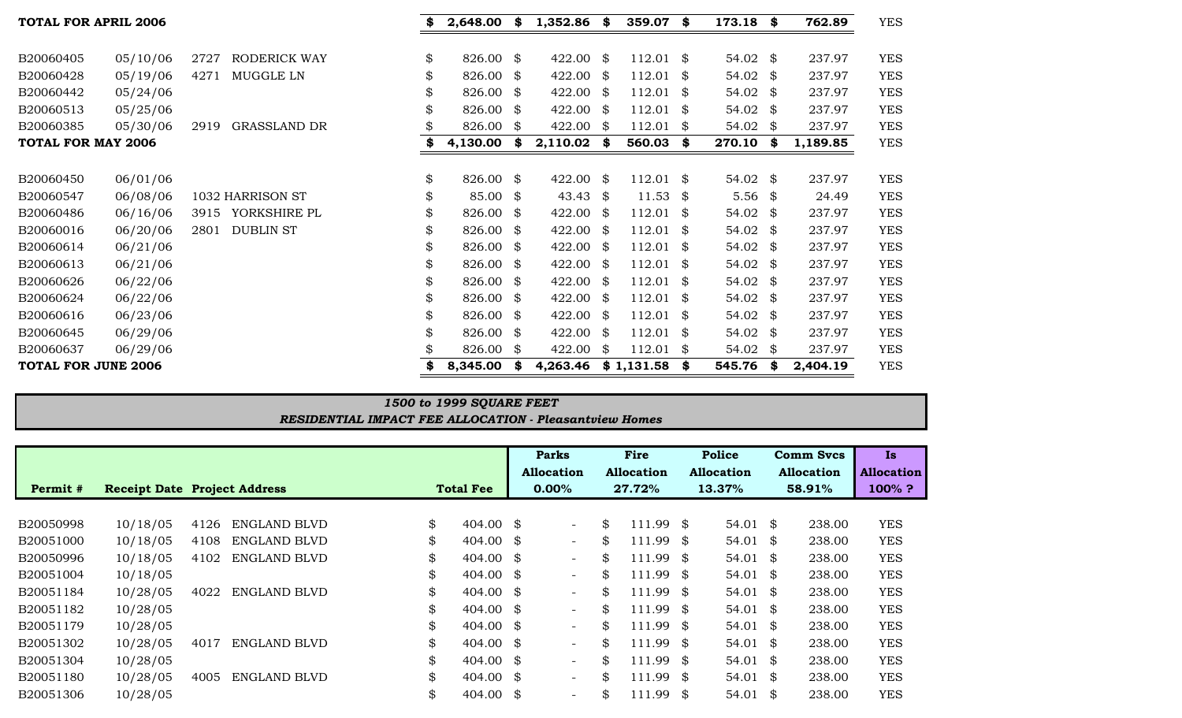| | | | | | | | | |
|---|---|---|---|---|---|---|---|---|
| **TOTAL FOR APRIL 2006** | | | **$ 2,648.00** | **$ 1,352.86** | **$ 359.07** | **$ 173.18** | **$ 762.89** | YES |
| | | | | | | | | |
| B20060405 | 05/10/06 | 2727 RODERICK WAY | $ 826.00 | $ 422.00 | $ 112.01 | $ 54.02 | $ 237.97 | YES |
| B20060428 | 05/19/06 | 4271 MUGGLE LN | $ 826.00 | $ 422.00 | $ 112.01 | $ 54.02 | $ 237.97 | YES |
| B20060442 | 05/24/06 | | $ 826.00 | $ 422.00 | $ 112.01 | $ 54.02 | $ 237.97 | YES |
| B20060513 | 05/25/06 | | $ 826.00 | $ 422.00 | $ 112.01 | $ 54.02 | $ 237.97 | YES |
| B20060385 | 05/30/06 | 2919 GRASSLAND DR | $ 826.00 | $ 422.00 | $ 112.01 | $ 54.02 | $ 237.97 | YES |
| **TOTAL FOR MAY 2006** | | | **$ 4,130.00** | **$ 2,110.02** | **$ 560.03** | **$ 270.10** | **$ 1,189.85** | YES |
| | | | | | | | | |
| B20060450 | 06/01/06 | | $ 826.00 | $ 422.00 | $ 112.01 | $ 54.02 | $ 237.97 | YES |
| B20060547 | 06/08/06 | 1032 HARRISON ST | $ 85.00 | $ 43.43 | $ 11.53 | $ 5.56 | $ 24.49 | YES |
| B20060486 | 06/16/06 | 3915 YORKSHIRE PL | $ 826.00 | $ 422.00 | $ 112.01 | $ 54.02 | $ 237.97 | YES |
| B20060016 | 06/20/06 | 2801 DUBLIN ST | $ 826.00 | $ 422.00 | $ 112.01 | $ 54.02 | $ 237.97 | YES |
| B20060614 | 06/21/06 | | $ 826.00 | $ 422.00 | $ 112.01 | $ 54.02 | $ 237.97 | YES |
| B20060613 | 06/21/06 | | $ 826.00 | $ 422.00 | $ 112.01 | $ 54.02 | $ 237.97 | YES |
| B20060626 | 06/22/06 | | $ 826.00 | $ 422.00 | $ 112.01 | $ 54.02 | $ 237.97 | YES |
| B20060624 | 06/22/06 | | $ 826.00 | $ 422.00 | $ 112.01 | $ 54.02 | $ 237.97 | YES |
| B20060616 | 06/23/06 | | $ 826.00 | $ 422.00 | $ 112.01 | $ 54.02 | $ 237.97 | YES |
| B20060645 | 06/29/06 | | $ 826.00 | $ 422.00 | $ 112.01 | $ 54.02 | $ 237.97 | YES |
| B20060637 | 06/29/06 | | $ 826.00 | $ 422.00 | $ 112.01 | $ 54.02 | $ 237.97 | YES |
| **TOTAL FOR JUNE 2006** | | | **$ 8,345.00** | **$ 4,263.46** | **$ 1,131.58** | **$ 545.76** | **$ 2,404.19** | YES |

***1500 to 1999 SQUARE FEET***

***RESIDENTIAL IMPACT FEE ALLOCATION - Pleasantview Homes***

| Permit # | Receipt Date | Project Address | Total Fee | Parks Allocation 0.00% | Fire Allocation 27.72% | Police Allocation 13.37% | Comm Svcs Allocation 58.91% | Is Allocation 100% ? |
|---|---|---|---|---|---|---|---|---|
| B20050998 | 10/18/05 | 4126 ENGLAND BLVD | $ 404.00 | $ - | $ 111.99 | $ 54.01 | $ 238.00 | YES |
| B20051000 | 10/18/05 | 4108 ENGLAND BLVD | $ 404.00 | $ - | $ 111.99 | $ 54.01 | $ 238.00 | YES |
| B20050996 | 10/18/05 | 4102 ENGLAND BLVD | $ 404.00 | $ - | $ 111.99 | $ 54.01 | $ 238.00 | YES |
| B20051004 | 10/18/05 | | $ 404.00 | $ - | $ 111.99 | $ 54.01 | $ 238.00 | YES |
| B20051184 | 10/28/05 | 4022 ENGLAND BLVD | $ 404.00 | $ - | $ 111.99 | $ 54.01 | $ 238.00 | YES |
| B20051182 | 10/28/05 | | $ 404.00 | $ - | $ 111.99 | $ 54.01 | $ 238.00 | YES |
| B20051179 | 10/28/05 | | $ 404.00 | $ - | $ 111.99 | $ 54.01 | $ 238.00 | YES |
| B20051302 | 10/28/05 | 4017 ENGLAND BLVD | $ 404.00 | $ - | $ 111.99 | $ 54.01 | $ 238.00 | YES |
| B20051304 | 10/28/05 | | $ 404.00 | $ - | $ 111.99 | $ 54.01 | $ 238.00 | YES |
| B20051180 | 10/28/05 | 4005 ENGLAND BLVD | $ 404.00 | $ - | $ 111.99 | $ 54.01 | $ 238.00 | YES |
| B20051306 | 10/28/05 | | $ 404.00 | $ - | $ 111.99 | $ 54.01 | $ 238.00 | YES |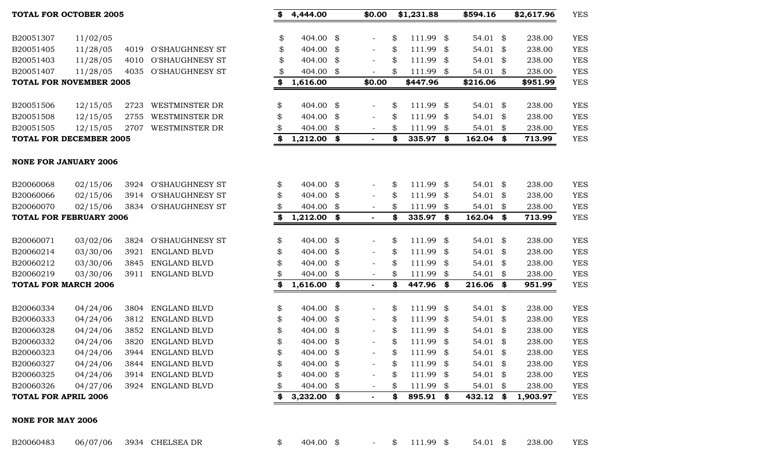| | | | | | | | | | |
|---|---|---|---|---|---|---|---|---|---|
| **TOTAL FOR OCTOBER 2005** | | | | **$ 4,444.00** | **$0.00** | **$1,231.88** | **$594.16** | **$2,617.96** | YES |
| B20051307 | 11/02/05 | | | $ 404.00 | $ - | $ 111.99 | $ 54.01 | $ 238.00 | YES |
| B20051405 | 11/28/05 | 4019 | O'SHAUGHNESY ST | $ 404.00 | $ - | $ 111.99 | $ 54.01 | $ 238.00 | YES |
| B20051403 | 11/28/05 | 4010 | O'SHAUGHNESY ST | $ 404.00 | $ - | $ 111.99 | $ 54.01 | $ 238.00 | YES |
| B20051407 | 11/28/05 | 4035 | O'SHAUGHNESY ST | $ 404.00 | $ - | $ 111.99 | $ 54.01 | $ 238.00 | YES |
| **TOTAL FOR NOVEMBER 2005** | | | | **$ 1,616.00** | **$0.00** | **$447.96** | **$216.06** | **$951.99** | YES |
| B20051506 | 12/15/05 | 2723 | WESTMINSTER DR | $ 404.00 | $ - | $ 111.99 | $ 54.01 | $ 238.00 | YES |
| B20051508 | 12/15/05 | 2755 | WESTMINSTER DR | $ 404.00 | $ - | $ 111.99 | $ 54.01 | $ 238.00 | YES |
| B20051505 | 12/15/05 | 2707 | WESTMINSTER DR | $ 404.00 | $ - | $ 111.99 | $ 54.01 | $ 238.00 | YES |
| **TOTAL FOR DECEMBER 2005** | | | | **$ 1,212.00** | **$ -** | **$ 335.97** | **$ 162.04** | **$ 713.99** | YES |
| **NONE FOR JANUARY 2006** | | | | | | | | | |
| B20060068 | 02/15/06 | 3924 | O'SHAUGHNESY ST | $ 404.00 | $ - | $ 111.99 | $ 54.01 | $ 238.00 | YES |
| B20060066 | 02/15/06 | 3914 | O'SHAUGHNESY ST | $ 404.00 | $ - | $ 111.99 | $ 54.01 | $ 238.00 | YES |
| B20060070 | 02/15/06 | 3834 | O'SHAUGHNESY ST | $ 404.00 | $ - | $ 111.99 | $ 54.01 | $ 238.00 | YES |
| **TOTAL FOR FEBRUARY 2006** | | | | **$ 1,212.00** | **$ -** | **$ 335.97** | **$ 162.04** | **$ 713.99** | YES |
| B20060071 | 03/02/06 | 3824 | O'SHAUGHNESY ST | $ 404.00 | $ - | $ 111.99 | $ 54.01 | $ 238.00 | YES |
| B20060214 | 03/30/06 | 3921 | ENGLAND BLVD | $ 404.00 | $ - | $ 111.99 | $ 54.01 | $ 238.00 | YES |
| B20060212 | 03/30/06 | 3845 | ENGLAND BLVD | $ 404.00 | $ - | $ 111.99 | $ 54.01 | $ 238.00 | YES |
| B20060219 | 03/30/06 | 3911 | ENGLAND BLVD | $ 404.00 | $ - | $ 111.99 | $ 54.01 | $ 238.00 | YES |
| **TOTAL FOR MARCH 2006** | | | | **$ 1,616.00** | **$ -** | **$ 447.96** | **$ 216.06** | **$ 951.99** | YES |
| B20060334 | 04/24/06 | 3804 | ENGLAND BLVD | $ 404.00 | $ - | $ 111.99 | $ 54.01 | $ 238.00 | YES |
| B20060333 | 04/24/06 | 3812 | ENGLAND BLVD | $ 404.00 | $ - | $ 111.99 | $ 54.01 | $ 238.00 | YES |
| B20060328 | 04/24/06 | 3852 | ENGLAND BLVD | $ 404.00 | $ - | $ 111.99 | $ 54.01 | $ 238.00 | YES |
| B20060332 | 04/24/06 | 3820 | ENGLAND BLVD | $ 404.00 | $ - | $ 111.99 | $ 54.01 | $ 238.00 | YES |
| B20060323 | 04/24/06 | 3944 | ENGLAND BLVD | $ 404.00 | $ - | $ 111.99 | $ 54.01 | $ 238.00 | YES |
| B20060327 | 04/24/06 | 3844 | ENGLAND BLVD | $ 404.00 | $ - | $ 111.99 | $ 54.01 | $ 238.00 | YES |
| B20060325 | 04/24/06 | 3914 | ENGLAND BLVD | $ 404.00 | $ - | $ 111.99 | $ 54.01 | $ 238.00 | YES |
| B20060326 | 04/27/06 | 3924 | ENGLAND BLVD | $ 404.00 | $ - | $ 111.99 | $ 54.01 | $ 238.00 | YES |
| **TOTAL FOR APRIL 2006** | | | | **$ 3,232.00** | **$ -** | **$ 895.91** | **$ 432.12** | **$ 1,903.97** | YES |
| **NONE FOR MAY 2006** | | | | | | | | | |
| B20060483 | 06/07/06 | 3934 | CHELSEA DR | $ 404.00 | $ - | $ 111.99 | $ 54.01 | $ 238.00 | YES |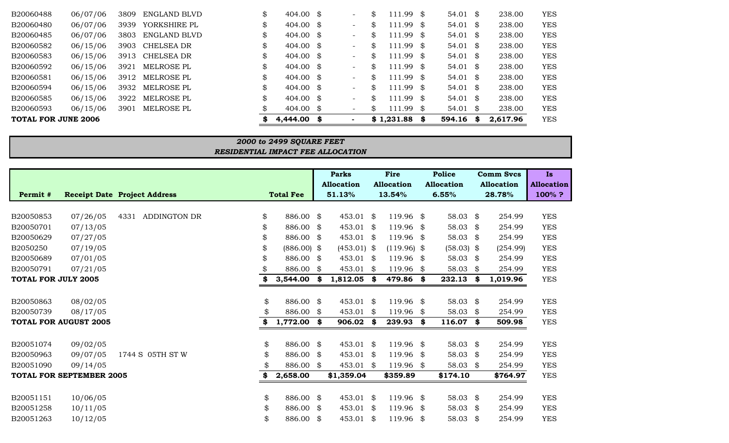| | | | | | | | | |
|---|---|---|---|---|---|---|---|---|
| B20060488 | 06/07/06 | 3809 ENGLAND BLVD | $ 404.00 | $ - | $ 111.99 | $ 54.01 | $ 238.00 | YES |
| B20060480 | 06/07/06 | 3939 YORKSHIRE PL | $ 404.00 | $ - | $ 111.99 | $ 54.01 | $ 238.00 | YES |
| B20060485 | 06/07/06 | 3803 ENGLAND BLVD | $ 404.00 | $ - | $ 111.99 | $ 54.01 | $ 238.00 | YES |
| B20060582 | 06/15/06 | 3903 CHELSEA DR | $ 404.00 | $ - | $ 111.99 | $ 54.01 | $ 238.00 | YES |
| B20060583 | 06/15/06 | 3913 CHELSEA DR | $ 404.00 | $ - | $ 111.99 | $ 54.01 | $ 238.00 | YES |
| B20060592 | 06/15/06 | 3921 MELROSE PL | $ 404.00 | $ - | $ 111.99 | $ 54.01 | $ 238.00 | YES |
| B20060581 | 06/15/06 | 3912 MELROSE PL | $ 404.00 | $ - | $ 111.99 | $ 54.01 | $ 238.00 | YES |
| B20060594 | 06/15/06 | 3932 MELROSE PL | $ 404.00 | $ - | $ 111.99 | $ 54.01 | $ 238.00 | YES |
| B20060585 | 06/15/06 | 3922 MELROSE PL | $ 404.00 | $ - | $ 111.99 | $ 54.01 | $ 238.00 | YES |
| B20060593 | 06/15/06 | 3901 MELROSE PL | $ 404.00 | $ - | $ 111.99 | $ 54.01 | $ 238.00 | YES |
| **TOTAL FOR JUNE 2006** | | | **$ 4,444.00** | **$ -** | **$ 1,231.88** | **$ 594.16** | **$ 2,617.96** | YES |

***2000 to 2499 SQUARE FEET***
***RESIDENTIAL IMPACT FEE ALLOCATION***

| Permit # | Receipt Date | Project Address | Total Fee | Parks Allocation 51.13% | Fire Allocation 13.54% | Police Allocation 6.55% | Comm Svcs Allocation 28.78% | Is Allocation 100% ? |
|---|---|---|---|---|---|---|---|---|
| B20050853 | 07/26/05 | 4331 ADDINGTON DR | $ 886.00 | $ 453.01 | $ 119.96 | $ 58.03 | $ 254.99 | YES |
| B20050701 | 07/13/05 | | $ 886.00 | $ 453.01 | $ 119.96 | $ 58.03 | $ 254.99 | YES |
| B20050629 | 07/27/05 | | $ 886.00 | $ 453.01 | $ 119.96 | $ 58.03 | $ 254.99 | YES |
| B2050250 | 07/19/05 | | $ (886.00) | $ (453.01) | $ (119.96) | $ (58.03) | $ (254.99) | YES |
| B20050689 | 07/01/05 | | $ 886.00 | $ 453.01 | $ 119.96 | $ 58.03 | $ 254.99 | YES |
| B20050791 | 07/21/05 | | $ 886.00 | $ 453.01 | $ 119.96 | $ 58.03 | $ 254.99 | YES |
| **TOTAL FOR JULY 2005** | | | **$ 3,544.00** | **$ 1,812.05** | **$ 479.86** | **$ 232.13** | **$ 1,019.96** | YES |
| B20050863 | 08/02/05 | | $ 886.00 | $ 453.01 | $ 119.96 | $ 58.03 | $ 254.99 | YES |
| B20050739 | 08/17/05 | | $ 886.00 | $ 453.01 | $ 119.96 | $ 58.03 | $ 254.99 | YES |
| **TOTAL FOR AUGUST 2005** | | | **$ 1,772.00** | **$ 906.02** | **$ 239.93** | **$ 116.07** | **$ 509.98** | YES |
| B20051074 | 09/02/05 | | $ 886.00 | $ 453.01 | $ 119.96 | $ 58.03 | $ 254.99 | YES |
| B20050963 | 09/07/05 | 1744 S 05TH ST W | $ 886.00 | $ 453.01 | $ 119.96 | $ 58.03 | $ 254.99 | YES |
| B20051090 | 09/14/05 | | $ 886.00 | $ 453.01 | $ 119.96 | $ 58.03 | $ 254.99 | YES |
| **TOTAL FOR SEPTEMBER 2005** | | | **$ 2,658.00** | **$1,359.04** | **$359.89** | **$174.10** | **$764.97** | YES |
| B20051151 | 10/06/05 | | $ 886.00 | $ 453.01 | $ 119.96 | $ 58.03 | $ 254.99 | YES |
| B20051258 | 10/11/05 | | $ 886.00 | $ 453.01 | $ 119.96 | $ 58.03 | $ 254.99 | YES |
| B20051263 | 10/12/05 | | $ 886.00 | $ 453.01 | $ 119.96 | $ 58.03 | $ 254.99 | YES |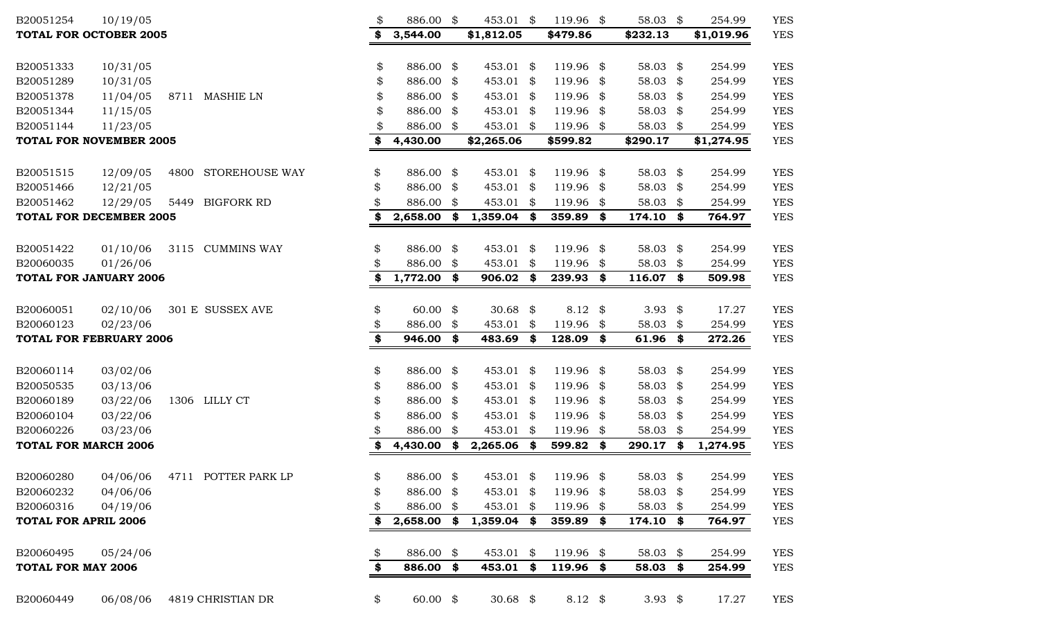| | | | | | | | | |
|---|---|---|---|---|---|---|---|---|
| B20051254 | 10/19/05 | | $ 886.00 | $ 453.01 | $ 119.96 | $ 58.03 | $ 254.99 | YES |
| **TOTAL FOR OCTOBER 2005** | | | **$ 3,544.00** | **$1,812.05** | **$479.86** | **$232.13** | **$1,019.96** | YES |
| B20051333 | 10/31/05 | | $ 886.00 | $ 453.01 | $ 119.96 | $ 58.03 | $ 254.99 | YES |
| B20051289 | 10/31/05 | | $ 886.00 | $ 453.01 | $ 119.96 | $ 58.03 | $ 254.99 | YES |
| B20051378 | 11/04/05 | 8711 MASHIE LN | $ 886.00 | $ 453.01 | $ 119.96 | $ 58.03 | $ 254.99 | YES |
| B20051344 | 11/15/05 | | $ 886.00 | $ 453.01 | $ 119.96 | $ 58.03 | $ 254.99 | YES |
| B20051144 | 11/23/05 | | $ 886.00 | $ 453.01 | $ 119.96 | $ 58.03 | $ 254.99 | YES |
| **TOTAL FOR NOVEMBER 2005** | | | **$ 4,430.00** | **$2,265.06** | **$599.82** | **$290.17** | **$1,274.95** | YES |
| B20051515 | 12/09/05 | 4800 STOREHOUSE WAY | $ 886.00 | $ 453.01 | $ 119.96 | $ 58.03 | $ 254.99 | YES |
| B20051466 | 12/21/05 | | $ 886.00 | $ 453.01 | $ 119.96 | $ 58.03 | $ 254.99 | YES |
| B20051462 | 12/29/05 | 5449 BIGFORK RD | $ 886.00 | $ 453.01 | $ 119.96 | $ 58.03 | $ 254.99 | YES |
| **TOTAL FOR DECEMBER 2005** | | | **$ 2,658.00** | **$ 1,359.04** | **$ 359.89** | **$ 174.10** | **$ 764.97** | YES |
| B20051422 | 01/10/06 | 3115 CUMMINS WAY | $ 886.00 | $ 453.01 | $ 119.96 | $ 58.03 | $ 254.99 | YES |
| B20060035 | 01/26/06 | | $ 886.00 | $ 453.01 | $ 119.96 | $ 58.03 | $ 254.99 | YES |
| **TOTAL FOR JANUARY 2006** | | | **$ 1,772.00** | **$ 906.02** | **$ 239.93** | **$ 116.07** | **$ 509.98** | YES |
| B20060051 | 02/10/06 | 301 E SUSSEX AVE | $ 60.00 | $ 30.68 | $ 8.12 | $ 3.93 | $ 17.27 | YES |
| B20060123 | 02/23/06 | | $ 886.00 | $ 453.01 | $ 119.96 | $ 58.03 | $ 254.99 | YES |
| **TOTAL FOR FEBRUARY 2006** | | | **$ 946.00** | **$ 483.69** | **$ 128.09** | **$ 61.96** | **$ 272.26** | YES |
| B20060114 | 03/02/06 | | $ 886.00 | $ 453.01 | $ 119.96 | $ 58.03 | $ 254.99 | YES |
| B20050535 | 03/13/06 | | $ 886.00 | $ 453.01 | $ 119.96 | $ 58.03 | $ 254.99 | YES |
| B20060189 | 03/22/06 | 1306 LILLY CT | $ 886.00 | $ 453.01 | $ 119.96 | $ 58.03 | $ 254.99 | YES |
| B20060104 | 03/22/06 | | $ 886.00 | $ 453.01 | $ 119.96 | $ 58.03 | $ 254.99 | YES |
| B20060226 | 03/23/06 | | $ 886.00 | $ 453.01 | $ 119.96 | $ 58.03 | $ 254.99 | YES |
| **TOTAL FOR MARCH 2006** | | | **$ 4,430.00** | **$ 2,265.06** | **$ 599.82** | **$ 290.17** | **$ 1,274.95** | YES |
| B20060280 | 04/06/06 | 4711 POTTER PARK LP | $ 886.00 | $ 453.01 | $ 119.96 | $ 58.03 | $ 254.99 | YES |
| B20060232 | 04/06/06 | | $ 886.00 | $ 453.01 | $ 119.96 | $ 58.03 | $ 254.99 | YES |
| B20060316 | 04/19/06 | | $ 886.00 | $ 453.01 | $ 119.96 | $ 58.03 | $ 254.99 | YES |
| **TOTAL FOR APRIL 2006** | | | **$ 2,658.00** | **$ 1,359.04** | **$ 359.89** | **$ 174.10** | **$ 764.97** | YES |
| B20060495 | 05/24/06 | | $ 886.00 | $ 453.01 | $ 119.96 | $ 58.03 | $ 254.99 | YES |
| **TOTAL FOR MAY 2006** | | | **$ 886.00** | **$ 453.01** | **$ 119.96** | **$ 58.03** | **$ 254.99** | YES |
| B20060449 | 06/08/06 | 4819 CHRISTIAN DR | $ 60.00 | $ 30.68 | $ 8.12 | $ 3.93 | $ 17.27 | YES |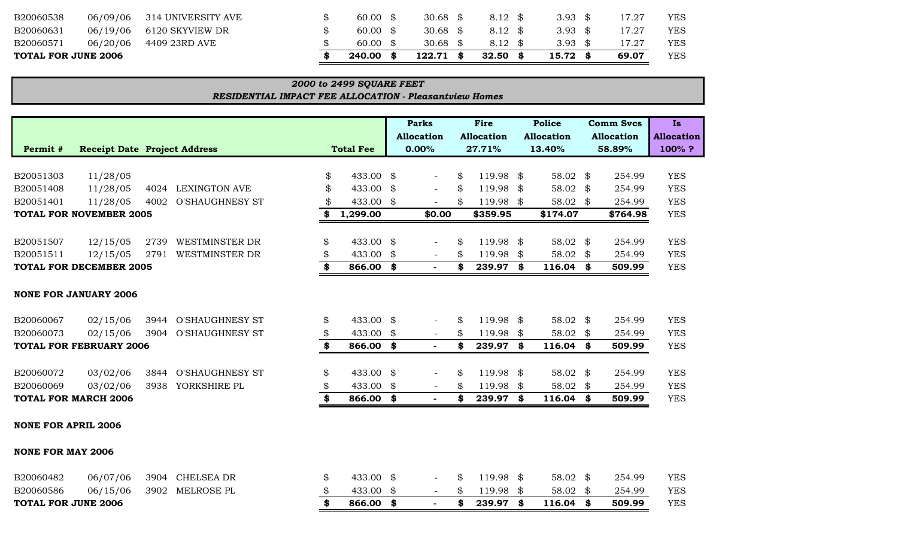| | | | | | | | | |
|---|---|---|---|---|---|---|---|---|
| B20060538 | 06/09/06 | 314 UNIVERSITY AVE | $ 60.00 | $ 30.68 | $ 8.12 | $ 3.93 | $ 17.27 | YES |
| B20060631 | 06/19/06 | 6120 SKYVIEW DR | $ 60.00 | $ 30.68 | $ 8.12 | $ 3.93 | $ 17.27 | YES |
| B20060571 | 06/20/06 | 4409 23RD AVE | $ 60.00 | $ 30.68 | $ 8.12 | $ 3.93 | $ 17.27 | YES |
| **TOTAL FOR JUNE 2006** | | | **$ 240.00** | **$ 122.71** | **$ 32.50** | **$ 15.72** | **$ 69.07** | YES |

***2000 to 2499 SQUARE FEET***
***RESIDENTIAL IMPACT FEE ALLOCATION - Pleasantview Homes***

| Permit # | Receipt Date | Project Address | Total Fee | Parks Allocation 0.00% | Fire Allocation 27.71% | Police Allocation 13.40% | Comm Svcs Allocation 58.89% | Is Allocation 100% ? |
|---|---|---|---|---|---|---|---|---|
| B20051303 | 11/28/05 | | $ 433.00 | $ - | $ 119.98 | $ 58.02 | $ 254.99 | YES |
| B20051408 | 11/28/05 | 4024 LEXINGTON AVE | $ 433.00 | $ - | $ 119.98 | $ 58.02 | $ 254.99 | YES |
| B20051401 | 11/28/05 | 4002 O'SHAUGHNESY ST | $ 433.00 | $ - | $ 119.98 | $ 58.02 | $ 254.99 | YES |
| **TOTAL FOR NOVEMBER 2005** | | | **$ 1,299.00** | **$0.00** | **$359.95** | **$174.07** | **$764.98** | YES |
| B20051507 | 12/15/05 | 2739 WESTMINSTER DR | $ 433.00 | $ - | $ 119.98 | $ 58.02 | $ 254.99 | YES |
| B20051511 | 12/15/05 | 2791 WESTMINSTER DR | $ 433.00 | $ - | $ 119.98 | $ 58.02 | $ 254.99 | YES |
| **TOTAL FOR DECEMBER 2005** | | | **$ 866.00** | **$ -** | **$ 239.97** | **$ 116.04** | **$ 509.99** | YES |
| **NONE FOR JANUARY 2006** | | | | | | | | |
| B20060067 | 02/15/06 | 3944 O'SHAUGHNESY ST | $ 433.00 | $ - | $ 119.98 | $ 58.02 | $ 254.99 | YES |
| B20060073 | 02/15/06 | 3904 O'SHAUGHNESY ST | $ 433.00 | $ - | $ 119.98 | $ 58.02 | $ 254.99 | YES |
| **TOTAL FOR FEBRUARY 2006** | | | **$ 866.00** | **$ -** | **$ 239.97** | **$ 116.04** | **$ 509.99** | YES |
| B20060072 | 03/02/06 | 3844 O'SHAUGHNESY ST | $ 433.00 | $ - | $ 119.98 | $ 58.02 | $ 254.99 | YES |
| B20060069 | 03/02/06 | 3938 YORKSHIRE PL | $ 433.00 | $ - | $ 119.98 | $ 58.02 | $ 254.99 | YES |
| **TOTAL FOR MARCH 2006** | | | **$ 866.00** | **$ -** | **$ 239.97** | **$ 116.04** | **$ 509.99** | YES |
| **NONE FOR APRIL 2006** | | | | | | | | |
| **NONE FOR MAY 2006** | | | | | | | | |
| B20060482 | 06/07/06 | 3904 CHELSEA DR | $ 433.00 | $ - | $ 119.98 | $ 58.02 | $ 254.99 | YES |
| B20060586 | 06/15/06 | 3902 MELROSE PL | $ 433.00 | $ - | $ 119.98 | $ 58.02 | $ 254.99 | YES |
| **TOTAL FOR JUNE 2006** | | | **$ 866.00** | **$ -** | **$ 239.97** | **$ 116.04** | **$ 509.99** | YES |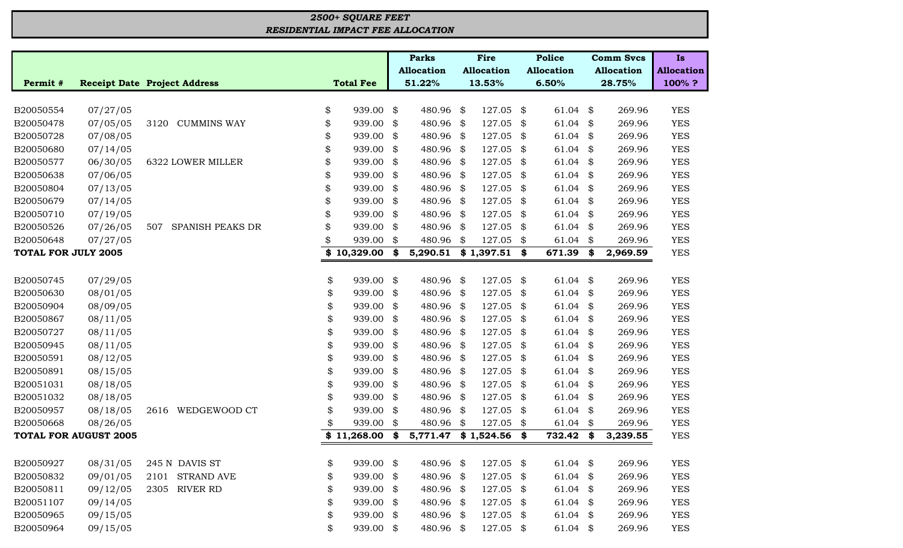***2500+ SQUARE FEET***
***RESIDENTIAL IMPACT FEE ALLOCATION***

| Permit # | Receipt Date | Project Address | Total Fee | Parks Allocation 51.22% | Fire Allocation 13.53% | Police Allocation 6.50% | Comm Svcs Allocation 28.75% | Is Allocation 100% ? |
|---|---|---|---|---|---|---|---|---|
| B20050554 | 07/27/05 | | $ 939.00 | $ 480.96 | $ 127.05 | $ 61.04 | $ 269.96 | YES |
| B20050478 | 07/05/05 | 3120 CUMMINS WAY | $ 939.00 | $ 480.96 | $ 127.05 | $ 61.04 | $ 269.96 | YES |
| B20050728 | 07/08/05 | | $ 939.00 | $ 480.96 | $ 127.05 | $ 61.04 | $ 269.96 | YES |
| B20050680 | 07/14/05 | | $ 939.00 | $ 480.96 | $ 127.05 | $ 61.04 | $ 269.96 | YES |
| B20050577 | 06/30/05 | 6322 LOWER MILLER | $ 939.00 | $ 480.96 | $ 127.05 | $ 61.04 | $ 269.96 | YES |
| B20050638 | 07/06/05 | | $ 939.00 | $ 480.96 | $ 127.05 | $ 61.04 | $ 269.96 | YES |
| B20050804 | 07/13/05 | | $ 939.00 | $ 480.96 | $ 127.05 | $ 61.04 | $ 269.96 | YES |
| B20050679 | 07/14/05 | | $ 939.00 | $ 480.96 | $ 127.05 | $ 61.04 | $ 269.96 | YES |
| B20050710 | 07/19/05 | | $ 939.00 | $ 480.96 | $ 127.05 | $ 61.04 | $ 269.96 | YES |
| B20050526 | 07/26/05 | 507 SPANISH PEAKS DR | $ 939.00 | $ 480.96 | $ 127.05 | $ 61.04 | $ 269.96 | YES |
| B20050648 | 07/27/05 | | $ 939.00 | $ 480.96 | $ 127.05 | $ 61.04 | $ 269.96 | YES |
| **TOTAL FOR JULY 2005** | | | **$ 10,329.00** | **$ 5,290.51** | **$ 1,397.51** | **$ 671.39** | **$ 2,969.59** | YES |
| | | | | | | | | |
| B20050745 | 07/29/05 | | $ 939.00 | $ 480.96 | $ 127.05 | $ 61.04 | $ 269.96 | YES |
| B20050630 | 08/01/05 | | $ 939.00 | $ 480.96 | $ 127.05 | $ 61.04 | $ 269.96 | YES |
| B20050904 | 08/09/05 | | $ 939.00 | $ 480.96 | $ 127.05 | $ 61.04 | $ 269.96 | YES |
| B20050867 | 08/11/05 | | $ 939.00 | $ 480.96 | $ 127.05 | $ 61.04 | $ 269.96 | YES |
| B20050727 | 08/11/05 | | $ 939.00 | $ 480.96 | $ 127.05 | $ 61.04 | $ 269.96 | YES |
| B20050945 | 08/11/05 | | $ 939.00 | $ 480.96 | $ 127.05 | $ 61.04 | $ 269.96 | YES |
| B20050591 | 08/12/05 | | $ 939.00 | $ 480.96 | $ 127.05 | $ 61.04 | $ 269.96 | YES |
| B20050891 | 08/15/05 | | $ 939.00 | $ 480.96 | $ 127.05 | $ 61.04 | $ 269.96 | YES |
| B20051031 | 08/18/05 | | $ 939.00 | $ 480.96 | $ 127.05 | $ 61.04 | $ 269.96 | YES |
| B20051032 | 08/18/05 | | $ 939.00 | $ 480.96 | $ 127.05 | $ 61.04 | $ 269.96 | YES |
| B20050957 | 08/18/05 | 2616 WEDGEWOOD CT | $ 939.00 | $ 480.96 | $ 127.05 | $ 61.04 | $ 269.96 | YES |
| B20050668 | 08/26/05 | | $ 939.00 | $ 480.96 | $ 127.05 | $ 61.04 | $ 269.96 | YES |
| **TOTAL FOR AUGUST 2005** | | | **$ 11,268.00** | **$ 5,771.47** | **$ 1,524.56** | **$ 732.42** | **$ 3,239.55** | YES |
| | | | | | | | | |
| B20050927 | 08/31/05 | 245 N DAVIS ST | $ 939.00 | $ 480.96 | $ 127.05 | $ 61.04 | $ 269.96 | YES |
| B20050832 | 09/01/05 | 2101 STRAND AVE | $ 939.00 | $ 480.96 | $ 127.05 | $ 61.04 | $ 269.96 | YES |
| B20050811 | 09/12/05 | 2305 RIVER RD | $ 939.00 | $ 480.96 | $ 127.05 | $ 61.04 | $ 269.96 | YES |
| B20051107 | 09/14/05 | | $ 939.00 | $ 480.96 | $ 127.05 | $ 61.04 | $ 269.96 | YES |
| B20050965 | 09/15/05 | | $ 939.00 | $ 480.96 | $ 127.05 | $ 61.04 | $ 269.96 | YES |
| B20050964 | 09/15/05 | | $ 939.00 | $ 480.96 | $ 127.05 | $ 61.04 | $ 269.96 | YES |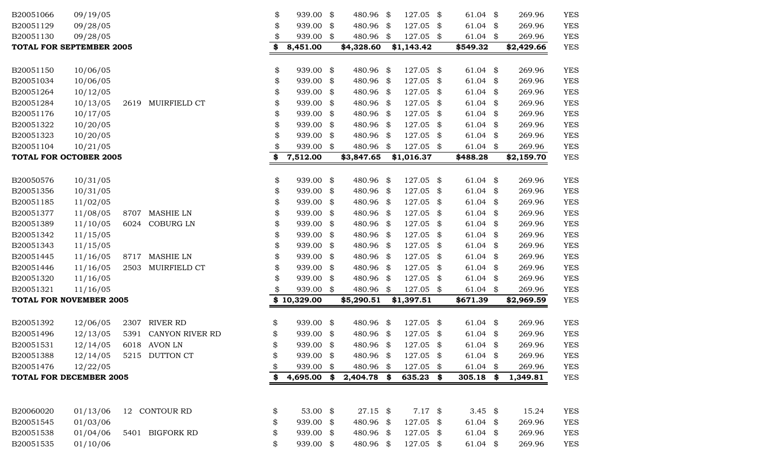| | | | | | | | | | |
|---|---|---|---|---|---|---|---|---|---|
| B20051066 | 09/19/05 | | | $ 939.00 | $ 480.96 | $ 127.05 | $ 61.04 | $ 269.96 | YES |
| B20051129 | 09/28/05 | | | $ 939.00 | $ 480.96 | $ 127.05 | $ 61.04 | $ 269.96 | YES |
| B20051130 | 09/28/05 | | | $ 939.00 | $ 480.96 | $ 127.05 | $ 61.04 | $ 269.96 | YES |
| **TOTAL FOR SEPTEMBER 2005** | | | | **$ 8,451.00** | **$4,328.60** | **$1,143.42** | **$549.32** | **$2,429.66** | YES |
| | | | | | | | | | |
| B20051150 | 10/06/05 | | | $ 939.00 | $ 480.96 | $ 127.05 | $ 61.04 | $ 269.96 | YES |
| B20051034 | 10/06/05 | | | $ 939.00 | $ 480.96 | $ 127.05 | $ 61.04 | $ 269.96 | YES |
| B20051264 | 10/12/05 | | | $ 939.00 | $ 480.96 | $ 127.05 | $ 61.04 | $ 269.96 | YES |
| B20051284 | 10/13/05 | 2619 | MUIRFIELD CT | $ 939.00 | $ 480.96 | $ 127.05 | $ 61.04 | $ 269.96 | YES |
| B20051176 | 10/17/05 | | | $ 939.00 | $ 480.96 | $ 127.05 | $ 61.04 | $ 269.96 | YES |
| B20051322 | 10/20/05 | | | $ 939.00 | $ 480.96 | $ 127.05 | $ 61.04 | $ 269.96 | YES |
| B20051323 | 10/20/05 | | | $ 939.00 | $ 480.96 | $ 127.05 | $ 61.04 | $ 269.96 | YES |
| B20051104 | 10/21/05 | | | $ 939.00 | $ 480.96 | $ 127.05 | $ 61.04 | $ 269.96 | YES |
| **TOTAL FOR OCTOBER 2005** | | | | **$ 7,512.00** | **$3,847.65** | **$1,016.37** | **$488.28** | **$2,159.70** | YES |
| | | | | | | | | | |
| B20050576 | 10/31/05 | | | $ 939.00 | $ 480.96 | $ 127.05 | $ 61.04 | $ 269.96 | YES |
| B20051356 | 10/31/05 | | | $ 939.00 | $ 480.96 | $ 127.05 | $ 61.04 | $ 269.96 | YES |
| B20051185 | 11/02/05 | | | $ 939.00 | $ 480.96 | $ 127.05 | $ 61.04 | $ 269.96 | YES |
| B20051377 | 11/08/05 | 8707 | MASHIE LN | $ 939.00 | $ 480.96 | $ 127.05 | $ 61.04 | $ 269.96 | YES |
| B20051389 | 11/10/05 | 6024 | COBURG LN | $ 939.00 | $ 480.96 | $ 127.05 | $ 61.04 | $ 269.96 | YES |
| B20051342 | 11/15/05 | | | $ 939.00 | $ 480.96 | $ 127.05 | $ 61.04 | $ 269.96 | YES |
| B20051343 | 11/15/05 | | | $ 939.00 | $ 480.96 | $ 127.05 | $ 61.04 | $ 269.96 | YES |
| B20051445 | 11/16/05 | 8717 | MASHIE LN | $ 939.00 | $ 480.96 | $ 127.05 | $ 61.04 | $ 269.96 | YES |
| B20051446 | 11/16/05 | 2503 | MUIRFIELD CT | $ 939.00 | $ 480.96 | $ 127.05 | $ 61.04 | $ 269.96 | YES |
| B20051320 | 11/16/05 | | | $ 939.00 | $ 480.96 | $ 127.05 | $ 61.04 | $ 269.96 | YES |
| B20051321 | 11/16/05 | | | $ 939.00 | $ 480.96 | $ 127.05 | $ 61.04 | $ 269.96 | YES |
| **TOTAL FOR NOVEMBER 2005** | | | | **$ 10,329.00** | **$5,290.51** | **$1,397.51** | **$671.39** | **$2,969.59** | YES |
| | | | | | | | | | |
| B20051392 | 12/06/05 | 2307 | RIVER RD | $ 939.00 | $ 480.96 | $ 127.05 | $ 61.04 | $ 269.96 | YES |
| B20051496 | 12/13/05 | 5391 | CANYON RIVER RD | $ 939.00 | $ 480.96 | $ 127.05 | $ 61.04 | $ 269.96 | YES |
| B20051531 | 12/14/05 | 6018 | AVON LN | $ 939.00 | $ 480.96 | $ 127.05 | $ 61.04 | $ 269.96 | YES |
| B20051388 | 12/14/05 | 5215 | DUTTON CT | $ 939.00 | $ 480.96 | $ 127.05 | $ 61.04 | $ 269.96 | YES |
| B20051476 | 12/22/05 | | | $ 939.00 | $ 480.96 | $ 127.05 | $ 61.04 | $ 269.96 | YES |
| **TOTAL FOR DECEMBER 2005** | | | | **$ 4,695.00** | **$ 2,404.78** | **$ 635.23** | **$ 305.18** | **$ 1,349.81** | YES |
| | | | | | | | | | |
| B20060020 | 01/13/06 | 12 | CONTOUR RD | $ 53.00 | $ 27.15 | $ 7.17 | $ 3.45 | $ 15.24 | YES |
| B20051545 | 01/03/06 | | | $ 939.00 | $ 480.96 | $ 127.05 | $ 61.04 | $ 269.96 | YES |
| B20051538 | 01/04/06 | 5401 | BIGFORK RD | $ 939.00 | $ 480.96 | $ 127.05 | $ 61.04 | $ 269.96 | YES |
| B20051535 | 01/10/06 | | | $ 939.00 | $ 480.96 | $ 127.05 | $ 61.04 | $ 269.96 | YES |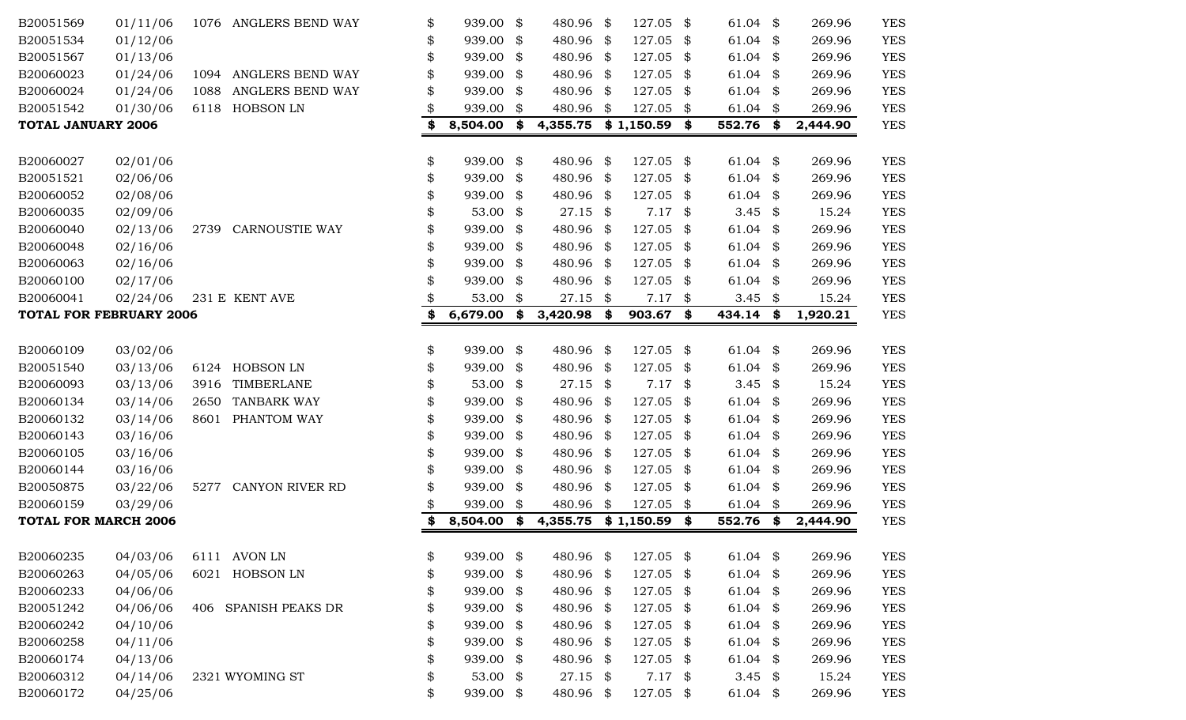| | | | | | | | | |
|---|---|---|---|---|---|---|---|---|
| B20051569 | 01/11/06 | 1076 | ANGLERS BEND WAY | $ 939.00 | $ 480.96 | $ 127.05 | $ 61.04 | $ 269.96 | YES |
| B20051534 | 01/12/06 | | | $ 939.00 | $ 480.96 | $ 127.05 | $ 61.04 | $ 269.96 | YES |
| B20051567 | 01/13/06 | | | $ 939.00 | $ 480.96 | $ 127.05 | $ 61.04 | $ 269.96 | YES |
| B20060023 | 01/24/06 | 1094 | ANGLERS BEND WAY | $ 939.00 | $ 480.96 | $ 127.05 | $ 61.04 | $ 269.96 | YES |
| B20060024 | 01/24/06 | 1088 | ANGLERS BEND WAY | $ 939.00 | $ 480.96 | $ 127.05 | $ 61.04 | $ 269.96 | YES |
| B20051542 | 01/30/06 | 6118 | HOBSON LN | $ 939.00 | $ 480.96 | $ 127.05 | $ 61.04 | $ 269.96 | YES |
| **TOTAL JANUARY 2006** | | | | **$ 8,504.00** | **$ 4,355.75** | **$ 1,150.59** | **$ 552.76** | **$ 2,444.90** | YES |
| | | | | | | | | | |
| B20060027 | 02/01/06 | | | $ 939.00 | $ 480.96 | $ 127.05 | $ 61.04 | $ 269.96 | YES |
| B20051521 | 02/06/06 | | | $ 939.00 | $ 480.96 | $ 127.05 | $ 61.04 | $ 269.96 | YES |
| B20060052 | 02/08/06 | | | $ 939.00 | $ 480.96 | $ 127.05 | $ 61.04 | $ 269.96 | YES |
| B20060035 | 02/09/06 | | | $ 53.00 | $ 27.15 | $ 7.17 | $ 3.45 | $ 15.24 | YES |
| B20060040 | 02/13/06 | 2739 | CARNOUSTIE WAY | $ 939.00 | $ 480.96 | $ 127.05 | $ 61.04 | $ 269.96 | YES |
| B20060048 | 02/16/06 | | | $ 939.00 | $ 480.96 | $ 127.05 | $ 61.04 | $ 269.96 | YES |
| B20060063 | 02/16/06 | | | $ 939.00 | $ 480.96 | $ 127.05 | $ 61.04 | $ 269.96 | YES |
| B20060100 | 02/17/06 | | | $ 939.00 | $ 480.96 | $ 127.05 | $ 61.04 | $ 269.96 | YES |
| B20060041 | 02/24/06 | 231 E | KENT AVE | $ 53.00 | $ 27.15 | $ 7.17 | $ 3.45 | $ 15.24 | YES |
| **TOTAL FOR FEBRUARY 2006** | | | | **$ 6,679.00** | **$ 3,420.98** | **$ 903.67** | **$ 434.14** | **$ 1,920.21** | YES |
| | | | | | | | | | |
| B20060109 | 03/02/06 | | | $ 939.00 | $ 480.96 | $ 127.05 | $ 61.04 | $ 269.96 | YES |
| B20051540 | 03/13/06 | 6124 | HOBSON LN | $ 939.00 | $ 480.96 | $ 127.05 | $ 61.04 | $ 269.96 | YES |
| B20060093 | 03/13/06 | 3916 | TIMBERLANE | $ 53.00 | $ 27.15 | $ 7.17 | $ 3.45 | $ 15.24 | YES |
| B20060134 | 03/14/06 | 2650 | TANBARK WAY | $ 939.00 | $ 480.96 | $ 127.05 | $ 61.04 | $ 269.96 | YES |
| B20060132 | 03/14/06 | 8601 | PHANTOM WAY | $ 939.00 | $ 480.96 | $ 127.05 | $ 61.04 | $ 269.96 | YES |
| B20060143 | 03/16/06 | | | $ 939.00 | $ 480.96 | $ 127.05 | $ 61.04 | $ 269.96 | YES |
| B20060105 | 03/16/06 | | | $ 939.00 | $ 480.96 | $ 127.05 | $ 61.04 | $ 269.96 | YES |
| B20060144 | 03/16/06 | | | $ 939.00 | $ 480.96 | $ 127.05 | $ 61.04 | $ 269.96 | YES |
| B20050875 | 03/22/06 | 5277 | CANYON RIVER RD | $ 939.00 | $ 480.96 | $ 127.05 | $ 61.04 | $ 269.96 | YES |
| B20060159 | 03/29/06 | | | $ 939.00 | $ 480.96 | $ 127.05 | $ 61.04 | $ 269.96 | YES |
| **TOTAL FOR MARCH 2006** | | | | **$ 8,504.00** | **$ 4,355.75** | **$ 1,150.59** | **$ 552.76** | **$ 2,444.90** | YES |
| | | | | | | | | | |
| B20060235 | 04/03/06 | 6111 | AVON LN | $ 939.00 | $ 480.96 | $ 127.05 | $ 61.04 | $ 269.96 | YES |
| B20060263 | 04/05/06 | 6021 | HOBSON LN | $ 939.00 | $ 480.96 | $ 127.05 | $ 61.04 | $ 269.96 | YES |
| B20060233 | 04/06/06 | | | $ 939.00 | $ 480.96 | $ 127.05 | $ 61.04 | $ 269.96 | YES |
| B20051242 | 04/06/06 | 406 | SPANISH PEAKS DR | $ 939.00 | $ 480.96 | $ 127.05 | $ 61.04 | $ 269.96 | YES |
| B20060242 | 04/10/06 | | | $ 939.00 | $ 480.96 | $ 127.05 | $ 61.04 | $ 269.96 | YES |
| B20060258 | 04/11/06 | | | $ 939.00 | $ 480.96 | $ 127.05 | $ 61.04 | $ 269.96 | YES |
| B20060174 | 04/13/06 | | | $ 939.00 | $ 480.96 | $ 127.05 | $ 61.04 | $ 269.96 | YES |
| B20060312 | 04/14/06 | 2321 | WYOMING ST | $ 53.00 | $ 27.15 | $ 7.17 | $ 3.45 | $ 15.24 | YES |
| B20060172 | 04/25/06 | | | $ 939.00 | $ 480.96 | $ 127.05 | $ 61.04 | $ 269.96 | YES |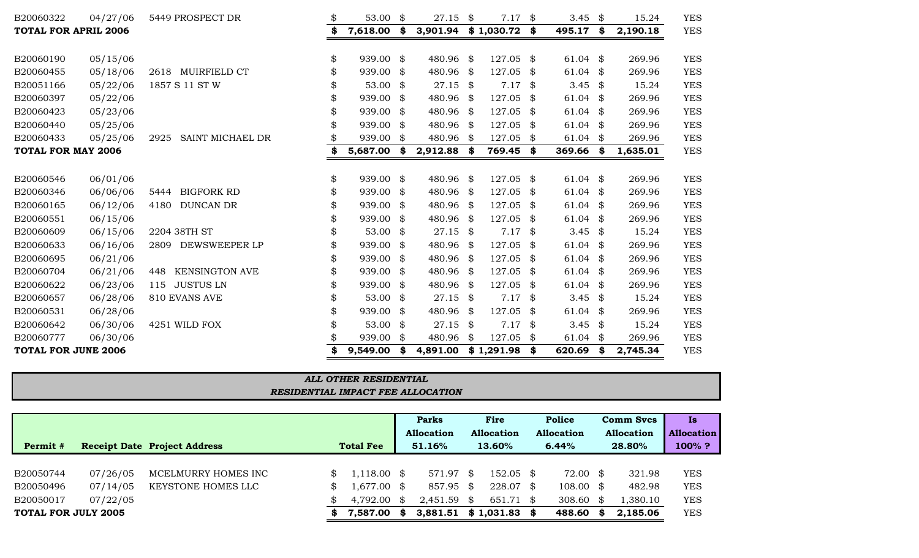| | | | | | | | | |
|---|---|---|---|---|---|---|---|---|
| B20060322 | 04/27/06 | 5449 PROSPECT DR | $ 53.00 | $ 27.15 | $ 7.17 | $ 3.45 | $ 15.24 | YES |
| **TOTAL FOR APRIL 2006** | | | **$ 7,618.00** | **$ 3,901.94** | **$ 1,030.72** | **$ 495.17** | **$ 2,190.18** | YES |
| | | | | | | | | |
| B20060190 | 05/15/06 | | $ 939.00 | $ 480.96 | $ 127.05 | $ 61.04 | $ 269.96 | YES |
| B20060455 | 05/18/06 | 2618 MUIRFIELD CT | $ 939.00 | $ 480.96 | $ 127.05 | $ 61.04 | $ 269.96 | YES |
| B20051166 | 05/22/06 | 1857 S 11 ST W | $ 53.00 | $ 27.15 | $ 7.17 | $ 3.45 | $ 15.24 | YES |
| B20060397 | 05/22/06 | | $ 939.00 | $ 480.96 | $ 127.05 | $ 61.04 | $ 269.96 | YES |
| B20060423 | 05/23/06 | | $ 939.00 | $ 480.96 | $ 127.05 | $ 61.04 | $ 269.96 | YES |
| B20060440 | 05/25/06 | | $ 939.00 | $ 480.96 | $ 127.05 | $ 61.04 | $ 269.96 | YES |
| B20060433 | 05/25/06 | 2925 SAINT MICHAEL DR | $ 939.00 | $ 480.96 | $ 127.05 | $ 61.04 | $ 269.96 | YES |
| **TOTAL FOR MAY 2006** | | | **$ 5,687.00** | **$ 2,912.88** | **$ 769.45** | **$ 369.66** | **$ 1,635.01** | YES |
| | | | | | | | | |
| B20060546 | 06/01/06 | | $ 939.00 | $ 480.96 | $ 127.05 | $ 61.04 | $ 269.96 | YES |
| B20060346 | 06/06/06 | 5444 BIGFORK RD | $ 939.00 | $ 480.96 | $ 127.05 | $ 61.04 | $ 269.96 | YES |
| B20060165 | 06/12/06 | 4180 DUNCAN DR | $ 939.00 | $ 480.96 | $ 127.05 | $ 61.04 | $ 269.96 | YES |
| B20060551 | 06/15/06 | | $ 939.00 | $ 480.96 | $ 127.05 | $ 61.04 | $ 269.96 | YES |
| B20060609 | 06/15/06 | 2204 38TH ST | $ 53.00 | $ 27.15 | $ 7.17 | $ 3.45 | $ 15.24 | YES |
| B20060633 | 06/16/06 | 2809 DEWSWEEPER LP | $ 939.00 | $ 480.96 | $ 127.05 | $ 61.04 | $ 269.96 | YES |
| B20060695 | 06/21/06 | | $ 939.00 | $ 480.96 | $ 127.05 | $ 61.04 | $ 269.96 | YES |
| B20060704 | 06/21/06 | 448 KENSINGTON AVE | $ 939.00 | $ 480.96 | $ 127.05 | $ 61.04 | $ 269.96 | YES |
| B20060622 | 06/23/06 | 115 JUSTUS LN | $ 939.00 | $ 480.96 | $ 127.05 | $ 61.04 | $ 269.96 | YES |
| B20060657 | 06/28/06 | 810 EVANS AVE | $ 53.00 | $ 27.15 | $ 7.17 | $ 3.45 | $ 15.24 | YES |
| B20060531 | 06/28/06 | | $ 939.00 | $ 480.96 | $ 127.05 | $ 61.04 | $ 269.96 | YES |
| B20060642 | 06/30/06 | 4251 WILD FOX | $ 53.00 | $ 27.15 | $ 7.17 | $ 3.45 | $ 15.24 | YES |
| B20060777 | 06/30/06 | | $ 939.00 | $ 480.96 | $ 127.05 | $ 61.04 | $ 269.96 | YES |
| **TOTAL FOR JUNE 2006** | | | **$ 9,549.00** | **$ 4,891.00** | **$ 1,291.98** | **$ 620.69** | **$ 2,745.34** | YES |

***ALL OTHER RESIDENTIAL***
***RESIDENTIAL IMPACT FEE ALLOCATION***

| Permit # | Receipt Date | Project Address | Total Fee | Parks Allocation 51.16% | Fire Allocation 13.60% | Police Allocation 6.44% | Comm Svcs Allocation 28.80% | Is Allocation 100% ? |
|---|---|---|---|---|---|---|---|---|
| B20050744 | 07/26/05 | MCELMURRY HOMES INC | $ 1,118.00 | $ 571.97 | $ 152.05 | $ 72.00 | $ 321.98 | YES |
| B20050496 | 07/14/05 | KEYSTONE HOMES LLC | $ 1,677.00 | $ 857.95 | $ 228.07 | $ 108.00 | $ 482.98 | YES |
| B20050017 | 07/22/05 | | $ 4,792.00 | $ 2,451.59 | $ 651.71 | $ 308.60 | $ 1,380.10 | YES |
| **TOTAL FOR JULY 2005** | | | **$ 7,587.00** | **$ 3,881.51** | **$ 1,031.83** | **$ 488.60** | **$ 2,185.06** | YES |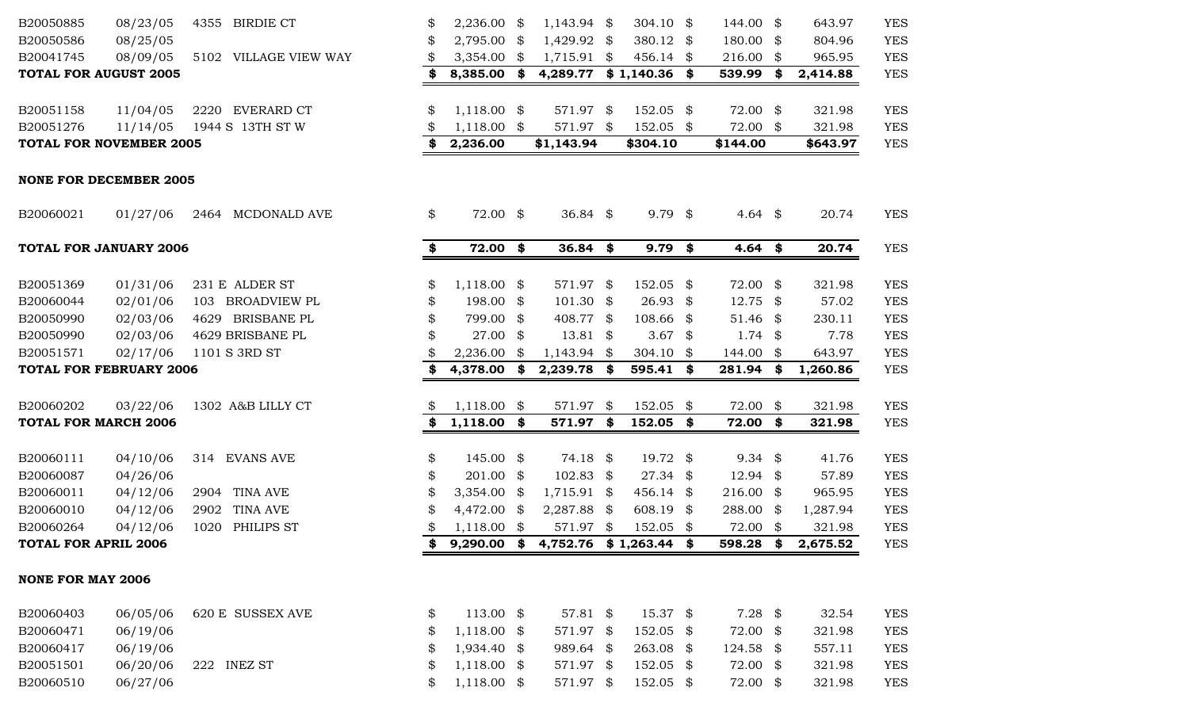| | | | | | | | | |
|---|---|---|---|---|---|---|---|---|
| B20050885 | 08/23/05 | 4355 BIRDIE CT | $ 2,236.00 | $ 1,143.94 | $ 304.10 | $ 144.00 | $ 643.97 | YES |
| B20050586 | 08/25/05 | | $ 2,795.00 | $ 1,429.92 | $ 380.12 | $ 180.00 | $ 804.96 | YES |
| B20041745 | 08/09/05 | 5102 VILLAGE VIEW WAY | $ 3,354.00 | $ 1,715.91 | $ 456.14 | $ 216.00 | $ 965.95 | YES |
| **TOTAL FOR AUGUST 2005** | | | **$ 8,385.00** | **$ 4,289.77** | **$ 1,140.36** | **$ 539.99** | **$ 2,414.88** | YES |
| B20051158 | 11/04/05 | 2220 EVERARD CT | $ 1,118.00 | $ 571.97 | $ 152.05 | $ 72.00 | $ 321.98 | YES |
| B20051276 | 11/14/05 | 1944 S 13TH ST W | $ 1,118.00 | $ 571.97 | $ 152.05 | $ 72.00 | $ 321.98 | YES |
| **TOTAL FOR NOVEMBER 2005** | | | **$ 2,236.00** | **$1,143.94** | **$304.10** | **$144.00** | **$643.97** | YES |
| **NONE FOR DECEMBER 2005** | | | | | | | | |
| B20060021 | 01/27/06 | 2464 MCDONALD AVE | $ 72.00 | $ 36.84 | $ 9.79 | $ 4.64 | $ 20.74 | YES |
| **TOTAL FOR JANUARY 2006** | | | **$ 72.00** | **$ 36.84** | **$ 9.79** | **$ 4.64** | **$ 20.74** | YES |
| B20051369 | 01/31/06 | 231 E ALDER ST | $ 1,118.00 | $ 571.97 | $ 152.05 | $ 72.00 | $ 321.98 | YES |
| B20060044 | 02/01/06 | 103 BROADVIEW PL | $ 198.00 | $ 101.30 | $ 26.93 | $ 12.75 | $ 57.02 | YES |
| B20050990 | 02/03/06 | 4629 BRISBANE PL | $ 799.00 | $ 408.77 | $ 108.66 | $ 51.46 | $ 230.11 | YES |
| B20050990 | 02/03/06 | 4629 BRISBANE PL | $ 27.00 | $ 13.81 | $ 3.67 | $ 1.74 | $ 7.78 | YES |
| B20051571 | 02/17/06 | 1101 S 3RD ST | $ 2,236.00 | $ 1,143.94 | $ 304.10 | $ 144.00 | $ 643.97 | YES |
| **TOTAL FOR FEBRUARY 2006** | | | **$ 4,378.00** | **$ 2,239.78** | **$ 595.41** | **$ 281.94** | **$ 1,260.86** | YES |
| B20060202 | 03/22/06 | 1302 A&B LILLY CT | $ 1,118.00 | $ 571.97 | $ 152.05 | $ 72.00 | $ 321.98 | YES |
| **TOTAL FOR MARCH 2006** | | | **$ 1,118.00** | **$ 571.97** | **$ 152.05** | **$ 72.00** | **$ 321.98** | YES |
| B20060111 | 04/10/06 | 314 EVANS AVE | $ 145.00 | $ 74.18 | $ 19.72 | $ 9.34 | $ 41.76 | YES |
| B20060087 | 04/26/06 | | $ 201.00 | $ 102.83 | $ 27.34 | $ 12.94 | $ 57.89 | YES |
| B20060011 | 04/12/06 | 2904 TINA AVE | $ 3,354.00 | $ 1,715.91 | $ 456.14 | $ 216.00 | $ 965.95 | YES |
| B20060010 | 04/12/06 | 2902 TINA AVE | $ 4,472.00 | $ 2,287.88 | $ 608.19 | $ 288.00 | $ 1,287.94 | YES |
| B20060264 | 04/12/06 | 1020 PHILIPS ST | $ 1,118.00 | $ 571.97 | $ 152.05 | $ 72.00 | $ 321.98 | YES |
| **TOTAL FOR APRIL 2006** | | | **$ 9,290.00** | **$ 4,752.76** | **$ 1,263.44** | **$ 598.28** | **$ 2,675.52** | YES |
| **NONE FOR MAY 2006** | | | | | | | | |
| B20060403 | 06/05/06 | 620 E SUSSEX AVE | $ 113.00 | $ 57.81 | $ 15.37 | $ 7.28 | $ 32.54 | YES |
| B20060471 | 06/19/06 | | $ 1,118.00 | $ 571.97 | $ 152.05 | $ 72.00 | $ 321.98 | YES |
| B20060417 | 06/19/06 | | $ 1,934.40 | $ 989.64 | $ 263.08 | $ 124.58 | $ 557.11 | YES |
| B20051501 | 06/20/06 | 222 INEZ ST | $ 1,118.00 | $ 571.97 | $ 152.05 | $ 72.00 | $ 321.98 | YES |
| B20060510 | 06/27/06 | | $ 1,118.00 | $ 571.97 | $ 152.05 | $ 72.00 | $ 321.98 | YES |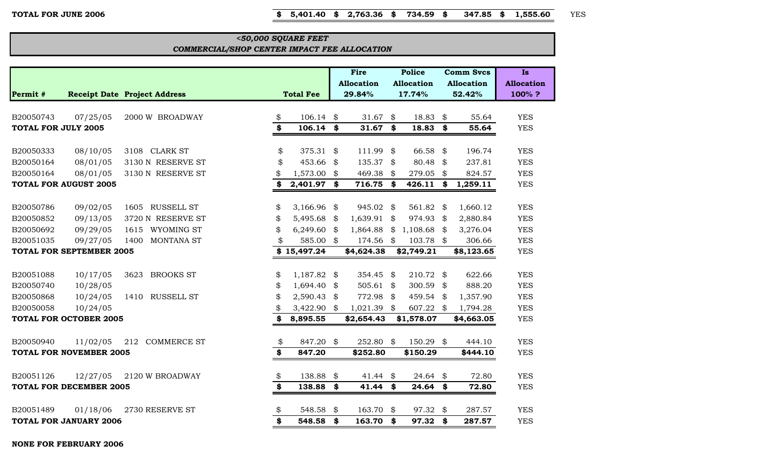| | | | | | | | |
|---|---|---|---|---|---|---|---|
| **TOTAL FOR JUNE 2006** | | | **$ 5,401.40** | **$ 2,763.36** | **$ 734.59** | **$ 347.85** | **$ 1,555.60** | YES |

***<50,000 SQUARE FEET***
***COMMERCIAL/SHOP CENTER IMPACT FEE ALLOCATION***

| Permit # | Receipt Date | Project Address | Total Fee | Fire Allocation 29.84% | Police Allocation 17.74% | Comm Svcs Allocation 52.42% | Is Allocation 100% ? |
|---|---|---|---|---|---|---|---|
| B20050743 | 07/25/05 | 2000 W BROADWAY | $ 106.14 | $ 31.67 | $ 18.83 | $ 55.64 | YES |
| **TOTAL FOR JULY 2005** | | | **$ 106.14** | **$ 31.67** | **$ 18.83** | **$ 55.64** | YES |
| B20050333 | 08/10/05 | 3108 CLARK ST | $ 375.31 | $ 111.99 | $ 66.58 | $ 196.74 | YES |
| B20050164 | 08/01/05 | 3130 N RESERVE ST | $ 453.66 | $ 135.37 | $ 80.48 | $ 237.81 | YES |
| B20050164 | 08/01/05 | 3130 N RESERVE ST | $ 1,573.00 | $ 469.38 | $ 279.05 | $ 824.57 | YES |
| **TOTAL FOR AUGUST 2005** | | | **$ 2,401.97** | **$ 716.75** | **$ 426.11** | **$ 1,259.11** | YES |
| B20050786 | 09/02/05 | 1605 RUSSELL ST | $ 3,166.96 | $ 945.02 | $ 561.82 | $ 1,660.12 | YES |
| B20050852 | 09/13/05 | 3720 N RESERVE ST | $ 5,495.68 | $ 1,639.91 | $ 974.93 | $ 2,880.84 | YES |
| B20050692 | 09/29/05 | 1615 WYOMING ST | $ 6,249.60 | $ 1,864.88 | $ 1,108.68 | $ 3,276.04 | YES |
| B20051035 | 09/27/05 | 1400 MONTANA ST | $ 585.00 | $ 174.56 | $ 103.78 | $ 306.66 | YES |
| **TOTAL FOR SEPTEMBER 2005** | | | **$ 15,497.24** | **$4,624.38** | **$2,749.21** | **$8,123.65** | YES |
| B20051088 | 10/17/05 | 3623 BROOKS ST | $ 1,187.82 | $ 354.45 | $ 210.72 | $ 622.66 | YES |
| B20050740 | 10/28/05 | | $ 1,694.40 | $ 505.61 | $ 300.59 | $ 888.20 | YES |
| B20050868 | 10/24/05 | 1410 RUSSELL ST | $ 2,590.43 | $ 772.98 | $ 459.54 | $ 1,357.90 | YES |
| B20050058 | 10/24/05 | | $ 3,422.90 | $ 1,021.39 | $ 607.22 | $ 1,794.28 | YES |
| **TOTAL FOR OCTOBER 2005** | | | **$ 8,895.55** | **$2,654.43** | **$1,578.07** | **$4,663.05** | YES |
| B20050940 | 11/02/05 | 212 COMMERCE ST | $ 847.20 | $ 252.80 | $ 150.29 | $ 444.10 | YES |
| **TOTAL FOR NOVEMBER 2005** | | | **$ 847.20** | **$252.80** | **$150.29** | **$444.10** | YES |
| B20051126 | 12/27/05 | 2120 W BROADWAY | $ 138.88 | $ 41.44 | $ 24.64 | $ 72.80 | YES |
| **TOTAL FOR DECEMBER 2005** | | | **$ 138.88** | **$ 41.44** | **$ 24.64** | **$ 72.80** | YES |
| B20051489 | 01/18/06 | 2730 RESERVE ST | $ 548.58 | $ 163.70 | $ 97.32 | $ 287.57 | YES |
| **TOTAL FOR JANUARY 2006** | | | **$ 548.58** | **$ 163.70** | **$ 97.32** | **$ 287.57** | YES |

**NONE FOR FEBRUARY 2006**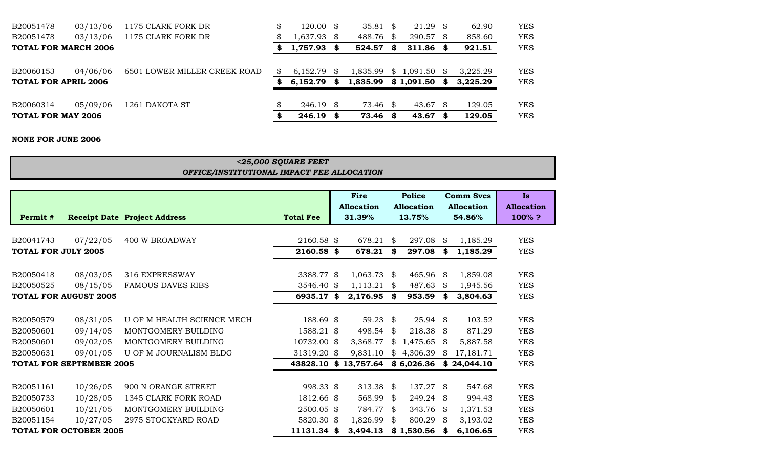| | | | | | | | |
|---|---|---|---|---|---|---|---|
| B20051478 | 03/13/06 | 1175 CLARK FORK DR | $ 120.00 | $ 35.81 | $ 21.29 | $ 62.90 | YES |
| B20051478 | 03/13/06 | 1175 CLARK FORK DR | $ 1,637.93 | $ 488.76 | $ 290.57 | $ 858.60 | YES |
| **TOTAL FOR MARCH 2006** | | | **$ 1,757.93** | **$ 524.57** | **$ 311.86** | **$ 921.51** | YES |
| B20060153 | 04/06/06 | 6501 LOWER MILLER CREEK ROAD | $ 6,152.79 | $ 1,835.99 | $ 1,091.50 | $ 3,225.29 | YES |
| **TOTAL FOR APRIL 2006** | | | **$ 6,152.79** | **$ 1,835.99** | **$ 1,091.50** | **$ 3,225.29** | YES |
| B20060314 | 05/09/06 | 1261 DAKOTA ST | $ 246.19 | $ 73.46 | $ 43.67 | $ 129.05 | YES |
| **TOTAL FOR MAY 2006** | | | **$ 246.19** | **$ 73.46** | **$ 43.67** | **$ 129.05** | YES |

**NONE FOR JUNE 2006**

***<25,000 SQUARE FEET***
***OFFICE/INSTITUTIONAL IMPACT FEE ALLOCATION***

| Permit # | Receipt Date | Project Address | Total Fee | Fire Allocation 31.39% | Police Allocation 13.75% | Comm Svcs Allocation 54.86% | Is Allocation 100% ? |
|---|---|---|---|---|---|---|---|
| B20041743 | 07/22/05 | 400 W BROADWAY | 2160.58 | $ 678.21 | $ 297.08 | $ 1,185.29 | YES |
| **TOTAL FOR JULY 2005** | | | **2160.58** | **$ 678.21** | **$ 297.08** | **$ 1,185.29** | YES |
| B20050418 | 08/03/05 | 316 EXPRESSWAY | 3388.77 | $ 1,063.73 | $ 465.96 | $ 1,859.08 | YES |
| B20050525 | 08/15/05 | FAMOUS DAVES RIBS | 3546.40 | $ 1,113.21 | $ 487.63 | $ 1,945.56 | YES |
| **TOTAL FOR AUGUST 2005** | | | **6935.17** | **$ 2,176.95** | **$ 953.59** | **$ 3,804.63** | YES |
| B20050579 | 08/31/05 | U OF M HEALTH SCIENCE MECH | 188.69 | $ 59.23 | $ 25.94 | $ 103.52 | YES |
| B20050601 | 09/14/05 | MONTGOMERY BUILDING | 1588.21 | $ 498.54 | $ 218.38 | $ 871.29 | YES |
| B20050601 | 09/02/05 | MONTGOMERY BUILDING | 10732.00 | $ 3,368.77 | $ 1,475.65 | $ 5,887.58 | YES |
| B20050631 | 09/01/05 | U OF M JOURNALISM BLDG | 31319.20 | $ 9,831.10 | $ 4,306.39 | $ 17,181.71 | YES |
| **TOTAL FOR SEPTEMBER 2005** | | | **43828.10** | **$ 13,757.64** | **$ 6,026.36** | **$ 24,044.10** | YES |
| B20051161 | 10/26/05 | 900 N ORANGE STREET | 998.33 | $ 313.38 | $ 137.27 | $ 547.68 | YES |
| B20050733 | 10/28/05 | 1345 CLARK FORK ROAD | 1812.66 | $ 568.99 | $ 249.24 | $ 994.43 | YES |
| B20050601 | 10/21/05 | MONTGOMERY BUILDING | 2500.05 | $ 784.77 | $ 343.76 | $ 1,371.53 | YES |
| B20051154 | 10/27/05 | 2975 STOCKYARD ROAD | 5820.30 | $ 1,826.99 | $ 800.29 | $ 3,193.02 | YES |
| **TOTAL FOR OCTOBER 2005** | | | **11131.34** | **$ 3,494.13** | **$ 1,530.56** | **$ 6,106.65** | YES |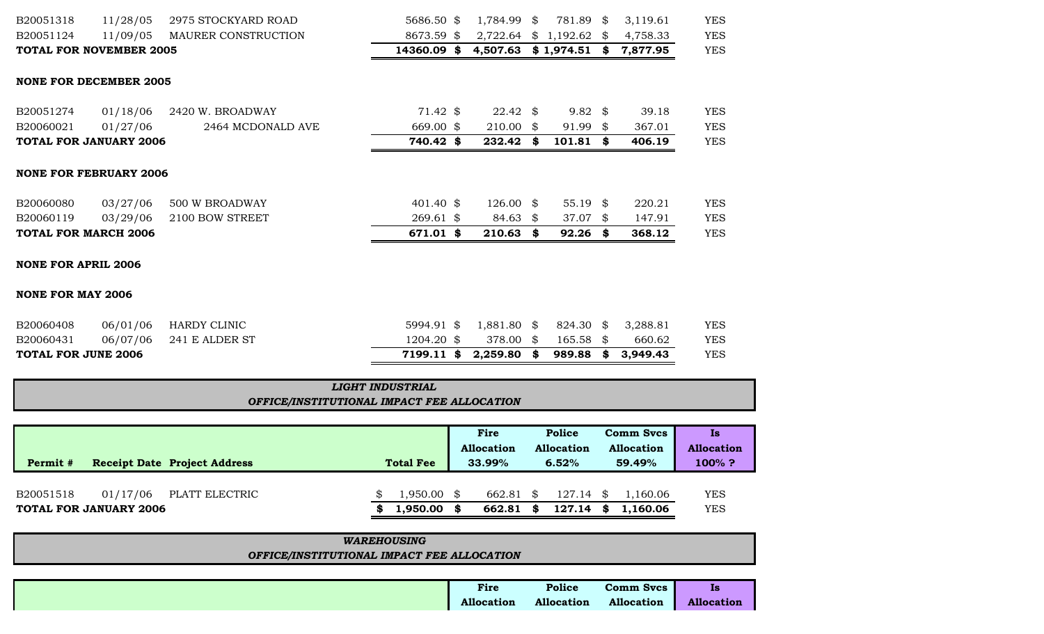| | | | | | | | |
|---|---|---|---|---|---|---|---|
| B20051318 | 11/28/05 | 2975 STOCKYARD ROAD | 5686.50 | $ 1,784.99 | $ 781.89 | $ 3,119.61 | YES |
| B20051124 | 11/09/05 | MAURER CONSTRUCTION | 8673.59 | $ 2,722.64 | $ 1,192.62 | $ 4,758.33 | YES |
| **TOTAL FOR NOVEMBER 2005** | | | **14360.09** | **$ 4,507.63** | **$ 1,974.51** | **$ 7,877.95** | YES |
| | | | | | | | |
| **NONE FOR DECEMBER 2005** | | | | | | | |
| | | | | | | | |
| B20051274 | 01/18/06 | 2420 W. BROADWAY | 71.42 | $ 22.42 | $ 9.82 | $ 39.18 | YES |
| B20060021 | 01/27/06 | 2464 MCDONALD AVE | 669.00 | $ 210.00 | $ 91.99 | $ 367.01 | YES |
| **TOTAL FOR JANUARY 2006** | | | **740.42** | **$ 232.42** | **$ 101.81** | **$ 406.19** | YES |
| | | | | | | | |
| **NONE FOR FEBRUARY 2006** | | | | | | | |
| | | | | | | | |
| B20060080 | 03/27/06 | 500 W BROADWAY | 401.40 | $ 126.00 | $ 55.19 | $ 220.21 | YES |
| B20060119 | 03/29/06 | 2100 BOW STREET | 269.61 | $ 84.63 | $ 37.07 | $ 147.91 | YES |
| **TOTAL FOR MARCH 2006** | | | **671.01** | **$ 210.63** | **$ 92.26** | **$ 368.12** | YES |
| | | | | | | | |
| **NONE FOR APRIL 2006** | | | | | | | |
| | | | | | | | |
| **NONE FOR MAY 2006** | | | | | | | |
| | | | | | | | |
| B20060408 | 06/01/06 | HARDY CLINIC | 5994.91 | $ 1,881.80 | $ 824.30 | $ 3,288.81 | YES |
| B20060431 | 06/07/06 | 241 E ALDER ST | 1204.20 | $ 378.00 | $ 165.58 | $ 660.62 | YES |
| **TOTAL FOR JUNE 2006** | | | **7199.11** | **$ 2,259.80** | **$ 989.88** | **$ 3,949.43** | YES |

***LIGHT INDUSTRIAL***
***OFFICE/INSTITUTIONAL IMPACT FEE ALLOCATION***

| Permit # | Receipt Date | Project Address | Total Fee | Fire Allocation 33.99% | Police Allocation 6.52% | Comm Svcs Allocation 59.49% | Is Allocation 100% ? |
|---|---|---|---|---|---|---|---|
| B20051518 | 01/17/06 | PLATT ELECTRIC | $ 1,950.00 | $ 662.81 | $ 127.14 | $ 1,160.06 | YES |
| **TOTAL FOR JANUARY 2006** | | | **$ 1,950.00** | **$ 662.81** | **$ 127.14** | **$ 1,160.06** | YES |

***WAREHOUSING***
***OFFICE/INSTITUTIONAL IMPACT FEE ALLOCATION***

| | Fire Allocation | Police Allocation | Comm Svcs Allocation | Is Allocation |
|---|---|---|---|---|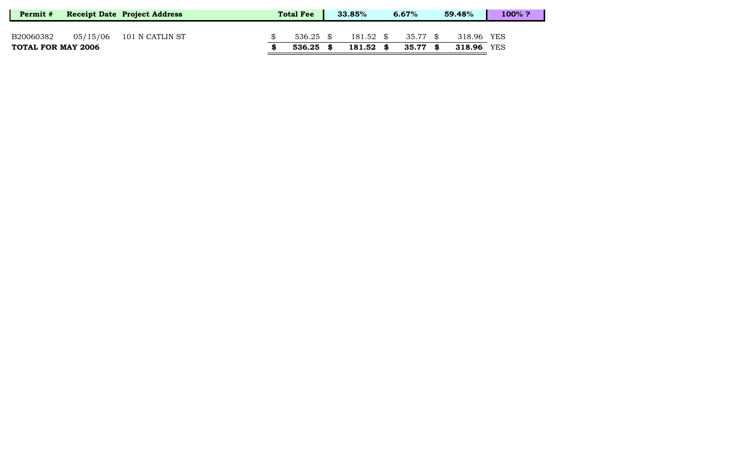| Permit # | Receipt Date | Project Address | Total Fee | 33.85% | 6.67% | 59.48% | 100% ? |
|---|---|---|---|---|---|---|---|
| B20060382 | 05/15/06 | 101 N CATLIN ST | $ 536.25 | $ 181.52 | $ 35.77 | $ 318.96 | YES |
| **TOTAL FOR MAY 2006** | | | **$ 536.25** | **$ 181.52** | **$ 35.77** | **$ 318.96** | YES |